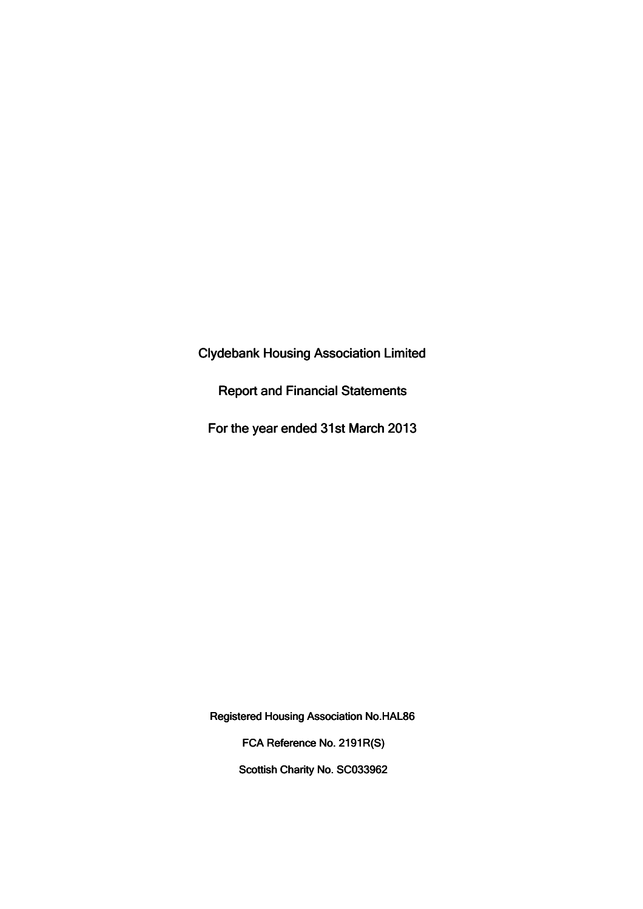# Clydebank Housing Association Limited

## Report and Financial Statements

## For the year ended 31st March 2013

Registered Housing Association No.HAL86

FCA Reference No. 2191R(S)

Scottish Charity No. SC033962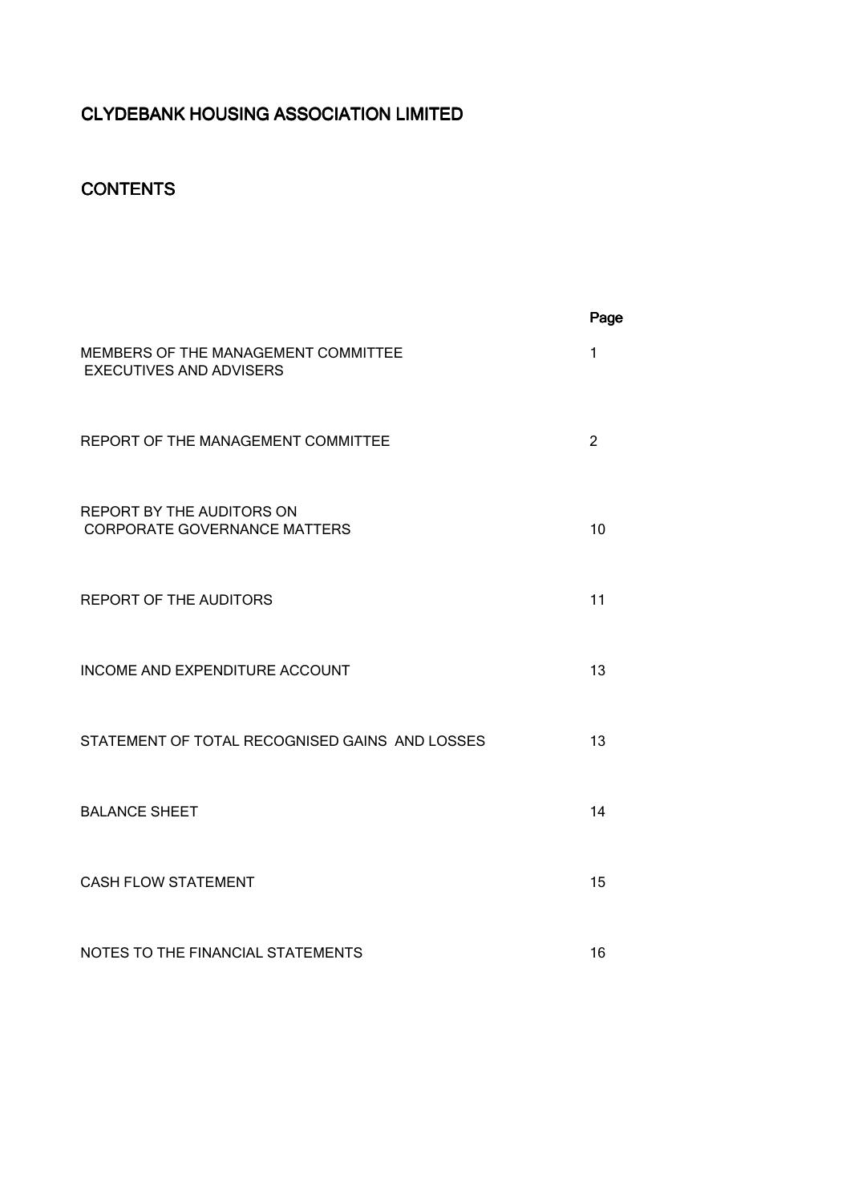# CLYDEBANK HOUSING ASSOCIATION LIMITED

## CONTENTS

| | Page |
|---|---|
| MEMBERS OF THE MANAGEMENT COMMITTEE EXECUTIVES AND ADVISERS | 1 |
| REPORT OF THE MANAGEMENT COMMITTEE | 2 |
| REPORT BY THE AUDITORS ON CORPORATE GOVERNANCE MATTERS | 10 |
| REPORT OF THE AUDITORS | 11 |
| INCOME AND EXPENDITURE ACCOUNT | 13 |
| STATEMENT OF TOTAL RECOGNISED GAINS AND LOSSES | 13 |
| BALANCE SHEET | 14 |
| CASH FLOW STATEMENT | 15 |
| NOTES TO THE FINANCIAL STATEMENTS | 16 |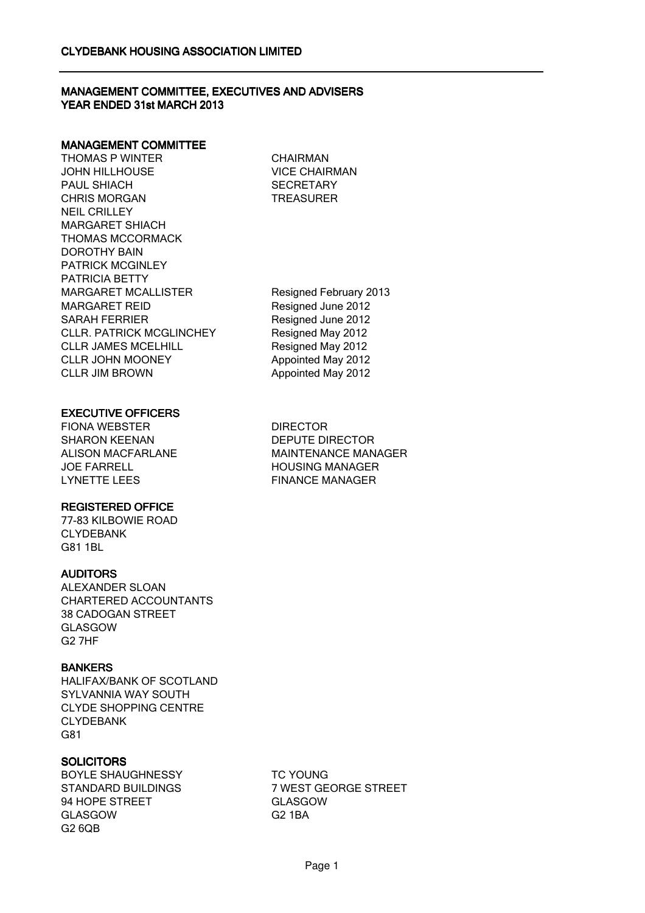# CLYDEBANK HOUSING ASSOCIATION LIMITED

## MANAGEMENT COMMITTEE, EXECUTIVES AND ADVISERS
## YEAR ENDED 31st MARCH 2013

### MANAGEMENT COMMITTEE

| | |
|---|---|
| THOMAS P WINTER | CHAIRMAN |
| JOHN HILLHOUSE | VICE CHAIRMAN |
| PAUL SHIACH | SECRETARY |
| CHRIS MORGAN | TREASURER |
| NEIL CRILLEY | |
| MARGARET SHIACH | |
| THOMAS MCCORMACK | |
| DOROTHY BAIN | |
| PATRICK MCGINLEY | |
| PATRICIA BETTY | |
| MARGARET MCALLISTER | Resigned February 2013 |
| MARGARET REID | Resigned June 2012 |
| SARAH FERRIER | Resigned June 2012 |
| CLLR. PATRICK MCGLINCHEY | Resigned May 2012 |
| CLLR JAMES MCELHILL | Resigned May 2012 |
| CLLR JOHN MOONEY | Appointed May 2012 |
| CLLR JIM BROWN | Appointed May 2012 |

### EXECUTIVE OFFICERS

| | |
|---|---|
| FIONA WEBSTER | DIRECTOR |
| SHARON KEENAN | DEPUTE DIRECTOR |
| ALISON MACFARLANE | MAINTENANCE MANAGER |
| JOE FARRELL | HOUSING MANAGER |
| LYNETTE LEES | FINANCE MANAGER |

### REGISTERED OFFICE

77-83 KILBOWIE ROAD
CLYDEBANK
G81 1BL

### AUDITORS

ALEXANDER SLOAN
CHARTERED ACCOUNTANTS
38 CADOGAN STREET
GLASGOW
G2 7HF

### BANKERS

HALIFAX/BANK OF SCOTLAND
SYLVANNIA WAY SOUTH
CLYDE SHOPPING CENTRE
CLYDEBANK
G81

### SOLICITORS

BOYLE SHAUGHNESSY
STANDARD BUILDINGS
94 HOPE STREET
GLASGOW
G2 6QB

TC YOUNG
7 WEST GEORGE STREET
GLASGOW
G2 1BA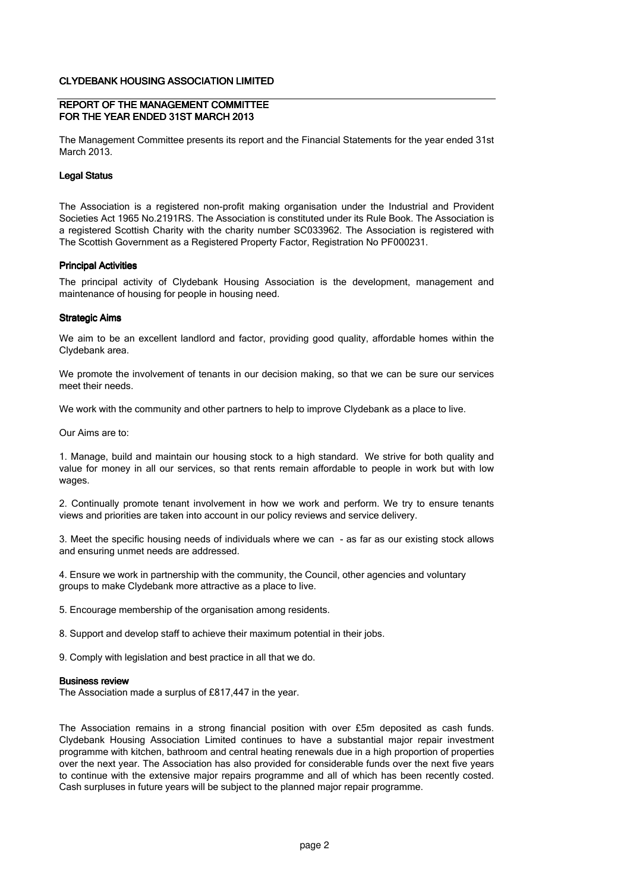# CLYDEBANK HOUSING ASSOCIATION LIMITED

## REPORT OF THE MANAGEMENT COMMITTEE FOR THE YEAR ENDED 31ST MARCH 2013

The Management Committee presents its report and the Financial Statements for the year ended 31st March 2013.

### Legal Status

The Association is a registered non-profit making organisation under the Industrial and Provident Societies Act 1965 No.2191RS. The Association is constituted under its Rule Book. The Association is a registered Scottish Charity with the charity number SC033962. The Association is registered with The Scottish Government as a Registered Property Factor, Registration No PF000231.

### Principal Activities

The principal activity of Clydebank Housing Association is the development, management and maintenance of housing for people in housing need.

### Strategic Aims

We aim to be an excellent landlord and factor, providing good quality, affordable homes within the Clydebank area.

We promote the involvement of tenants in our decision making, so that we can be sure our services meet their needs.

We work with the community and other partners to help to improve Clydebank as a place to live.

Our Aims are to:

1. Manage, build and maintain our housing stock to a high standard. We strive for both quality and value for money in all our services, so that rents remain affordable to people in work but with low wages.

2. Continually promote tenant involvement in how we work and perform. We try to ensure tenants views and priorities are taken into account in our policy reviews and service delivery.

3. Meet the specific housing needs of individuals where we can - as far as our existing stock allows and ensuring unmet needs are addressed.

4. Ensure we work in partnership with the community, the Council, other agencies and voluntary groups to make Clydebank more attractive as a place to live.

5. Encourage membership of the organisation among residents.

8. Support and develop staff to achieve their maximum potential in their jobs.

9. Comply with legislation and best practice in all that we do.

### Business review

The Association made a surplus of £817,447 in the year.

The Association remains in a strong financial position with over £5m deposited as cash funds. Clydebank Housing Association Limited continues to have a substantial major repair investment programme with kitchen, bathroom and central heating renewals due in a high proportion of properties over the next year. The Association has also provided for considerable funds over the next five years to continue with the extensive major repairs programme and all of which has been recently costed. Cash surpluses in future years will be subject to the planned major repair programme.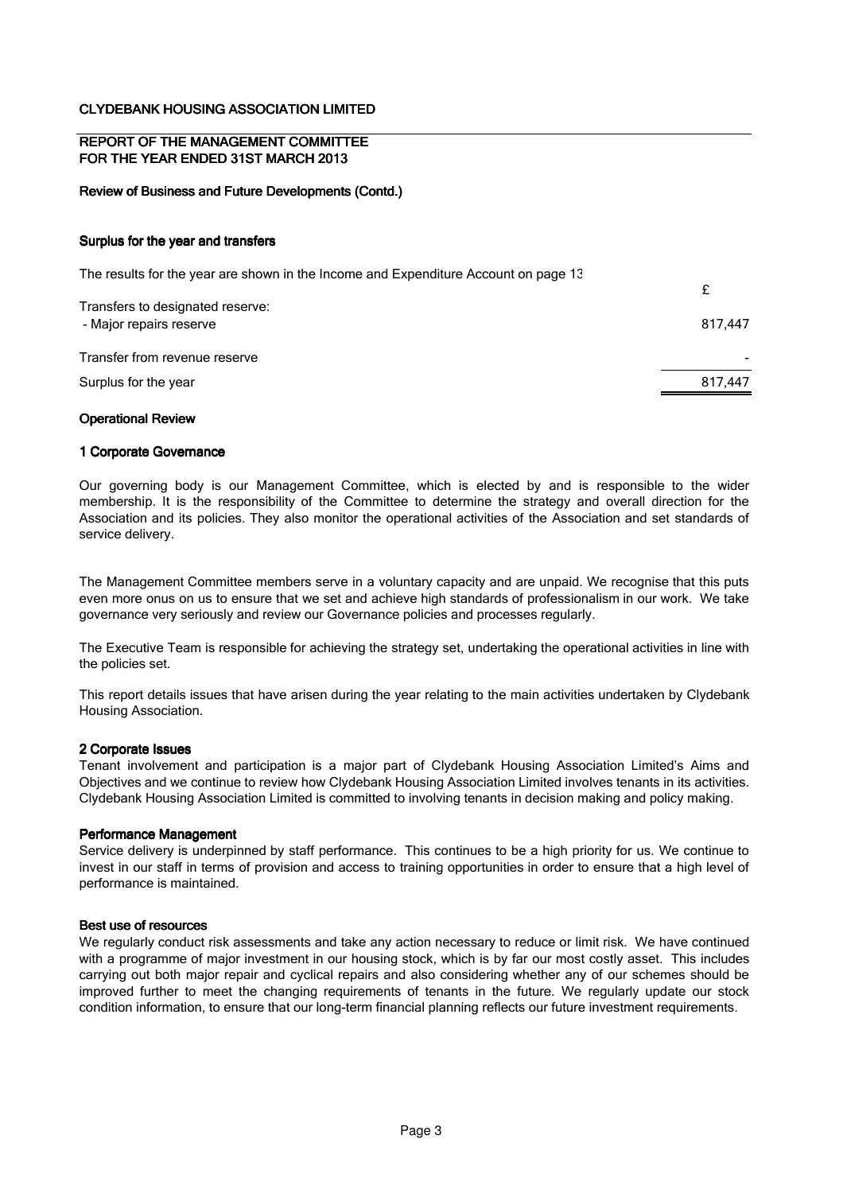CLYDEBANK HOUSING ASSOCIATION LIMITED

## REPORT OF THE MANAGEMENT COMMITTEE FOR THE YEAR ENDED 31ST MARCH 2013

### Review of Business and Future Developments (Contd.)

### Surplus for the year and transfers

The results for the year are shown in the Income and Expenditure Account on page 13

| | £ |
|---|---|
| Transfers to designated reserve: | |
| - Major repairs reserve | 817,447 |
| Transfer from revenue reserve | - |
| Surplus for the year | 817,447 |

### Operational Review

### 1 Corporate Governance

Our governing body is our Management Committee, which is elected by and is responsible to the wider membership. It is the responsibility of the Committee to determine the strategy and overall direction for the Association and its policies. They also monitor the operational activities of the Association and set standards of service delivery.

The Management Committee members serve in a voluntary capacity and are unpaid. We recognise that this puts even more onus on us to ensure that we set and achieve high standards of professionalism in our work. We take governance very seriously and review our Governance policies and processes regularly.

The Executive Team is responsible for achieving the strategy set, undertaking the operational activities in line with the policies set.

This report details issues that have arisen during the year relating to the main activities undertaken by Clydebank Housing Association.

### 2 Corporate Issues

Tenant involvement and participation is a major part of Clydebank Housing Association Limited's Aims and Objectives and we continue to review how Clydebank Housing Association Limited involves tenants in its activities. Clydebank Housing Association Limited is committed to involving tenants in decision making and policy making.

### Performance Management

Service delivery is underpinned by staff performance. This continues to be a high priority for us. We continue to invest in our staff in terms of provision and access to training opportunities in order to ensure that a high level of performance is maintained.

### Best use of resources

We regularly conduct risk assessments and take any action necessary to reduce or limit risk. We have continued with a programme of major investment in our housing stock, which is by far our most costly asset. This includes carrying out both major repair and cyclical repairs and also considering whether any of our schemes should be improved further to meet the changing requirements of tenants in the future. We regularly update our stock condition information, to ensure that our long-term financial planning reflects our future investment requirements.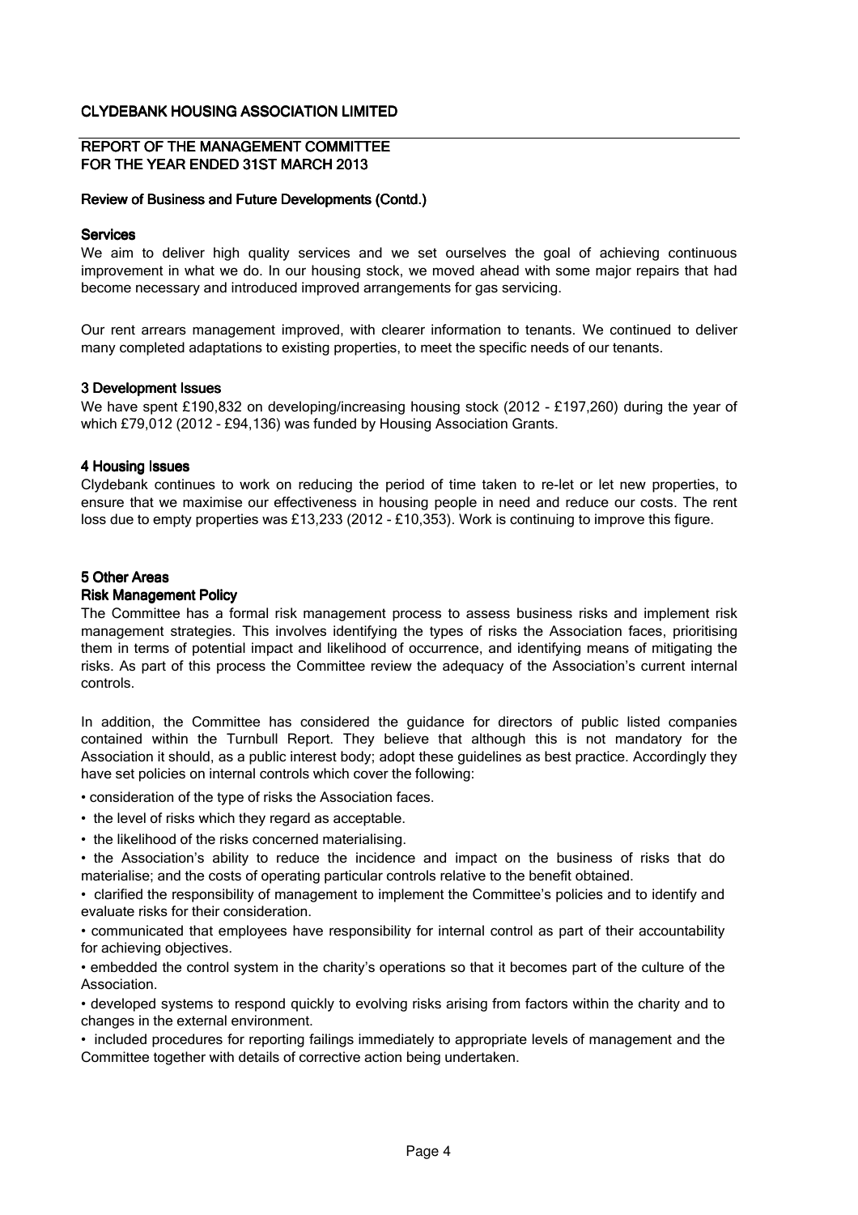CLYDEBANK HOUSING ASSOCIATION LIMITED

REPORT OF THE MANAGEMENT COMMITTEE
FOR THE YEAR ENDED 31ST MARCH 2013

**Review of Business and Future Developments (Contd.)**

**Services**

We aim to deliver high quality services and we set ourselves the goal of achieving continuous improvement in what we do. In our housing stock, we moved ahead with some major repairs that had become necessary and introduced improved arrangements for gas servicing.

Our rent arrears management improved, with clearer information to tenants. We continued to deliver many completed adaptations to existing properties, to meet the specific needs of our tenants.

**3 Development Issues**

We have spent £190,832 on developing/increasing housing stock (2012 - £197,260) during the year of which £79,012 (2012 - £94,136) was funded by Housing Association Grants.

**4 Housing Issues**

Clydebank continues to work on reducing the period of time taken to re-let or let new properties, to ensure that we maximise our effectiveness in housing people in need and reduce our costs. The rent loss due to empty properties was £13,233 (2012 - £10,353). Work is continuing to improve this figure.

**5 Other Areas**

**Risk Management Policy**

The Committee has a formal risk management process to assess business risks and implement risk management strategies. This involves identifying the types of risks the Association faces, prioritising them in terms of potential impact and likelihood of occurrence, and identifying means of mitigating the risks. As part of this process the Committee review the adequacy of the Association's current internal controls.

In addition, the Committee has considered the guidance for directors of public listed companies contained within the Turnbull Report. They believe that although this is not mandatory for the Association it should, as a public interest body; adopt these guidelines as best practice. Accordingly they have set policies on internal controls which cover the following:

- consideration of the type of risks the Association faces.
- the level of risks which they regard as acceptable.
- the likelihood of the risks concerned materialising.
- the Association's ability to reduce the incidence and impact on the business of risks that do materialise; and the costs of operating particular controls relative to the benefit obtained.
- clarified the responsibility of management to implement the Committee's policies and to identify and evaluate risks for their consideration.
- communicated that employees have responsibility for internal control as part of their accountability for achieving objectives.
- embedded the control system in the charity's operations so that it becomes part of the culture of the Association.
- developed systems to respond quickly to evolving risks arising from factors within the charity and to changes in the external environment.
- included procedures for reporting failings immediately to appropriate levels of management and the Committee together with details of corrective action being undertaken.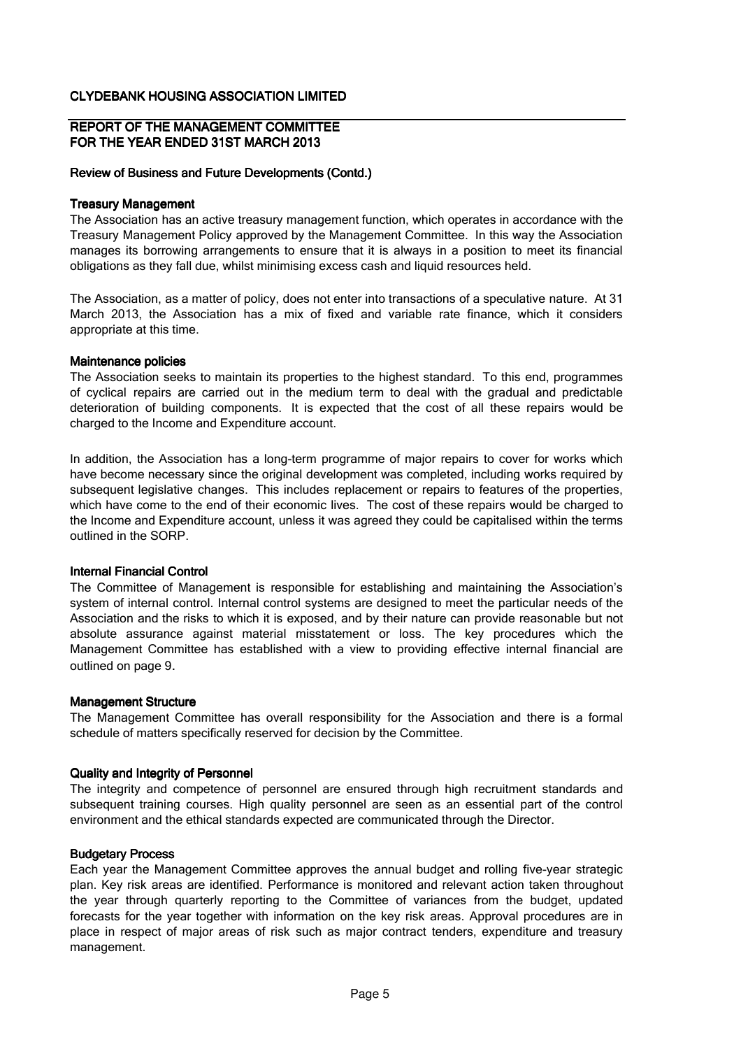## REPORT OF THE MANAGEMENT COMMITTEE FOR THE YEAR ENDED 31ST MARCH 2013

### Review of Business and Future Developments (Contd.)

#### Treasury Management

The Association has an active treasury management function, which operates in accordance with the Treasury Management Policy approved by the Management Committee. In this way the Association manages its borrowing arrangements to ensure that it is always in a position to meet its financial obligations as they fall due, whilst minimising excess cash and liquid resources held.

The Association, as a matter of policy, does not enter into transactions of a speculative nature. At 31 March 2013, the Association has a mix of fixed and variable rate finance, which it considers appropriate at this time.

#### Maintenance policies

The Association seeks to maintain its properties to the highest standard. To this end, programmes of cyclical repairs are carried out in the medium term to deal with the gradual and predictable deterioration of building components. It is expected that the cost of all these repairs would be charged to the Income and Expenditure account.

In addition, the Association has a long-term programme of major repairs to cover for works which have become necessary since the original development was completed, including works required by subsequent legislative changes. This includes replacement or repairs to features of the properties, which have come to the end of their economic lives. The cost of these repairs would be charged to the Income and Expenditure account, unless it was agreed they could be capitalised within the terms outlined in the SORP.

#### Internal Financial Control

The Committee of Management is responsible for establishing and maintaining the Association's system of internal control. Internal control systems are designed to meet the particular needs of the Association and the risks to which it is exposed, and by their nature can provide reasonable but not absolute assurance against material misstatement or loss. The key procedures which the Management Committee has established with a view to providing effective internal financial are outlined on page 9.

#### Management Structure

The Management Committee has overall responsibility for the Association and there is a formal schedule of matters specifically reserved for decision by the Committee.

#### Quality and Integrity of Personnel

The integrity and competence of personnel are ensured through high recruitment standards and subsequent training courses. High quality personnel are seen as an essential part of the control environment and the ethical standards expected are communicated through the Director.

#### Budgetary Process

Each year the Management Committee approves the annual budget and rolling five-year strategic plan. Key risk areas are identified. Performance is monitored and relevant action taken throughout the year through quarterly reporting to the Committee of variances from the budget, updated forecasts for the year together with information on the key risk areas. Approval procedures are in place in respect of major areas of risk such as major contract tenders, expenditure and treasury management.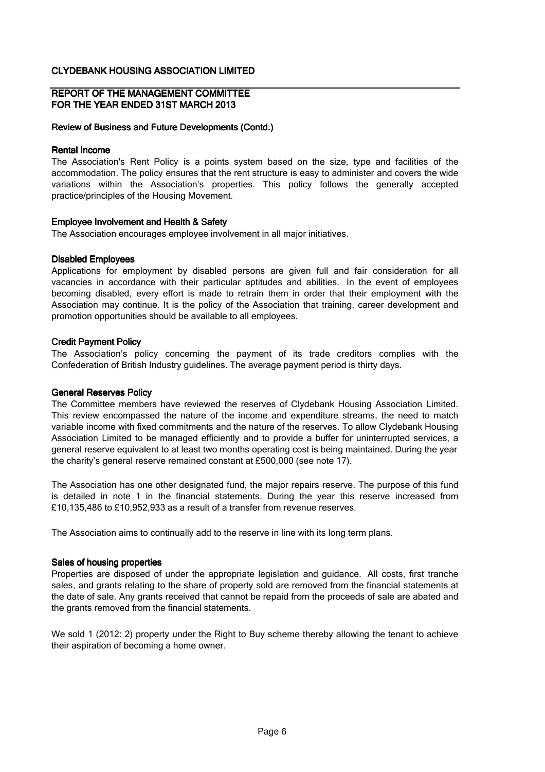# CLYDEBANK HOUSING ASSOCIATION LIMITED

## REPORT OF THE MANAGEMENT COMMITTEE FOR THE YEAR ENDED 31ST MARCH 2013

### Review of Business and Future Developments (Contd.)

#### Rental Income

The Association's Rent Policy is a points system based on the size, type and facilities of the accommodation. The policy ensures that the rent structure is easy to administer and covers the wide variations within the Association's properties. This policy follows the generally accepted practice/principles of the Housing Movement.

#### Employee Involvement and Health & Safety

The Association encourages employee involvement in all major initiatives.

#### Disabled Employees

Applications for employment by disabled persons are given full and fair consideration for all vacancies in accordance with their particular aptitudes and abilities. In the event of employees becoming disabled, every effort is made to retrain them in order that their employment with the Association may continue. It is the policy of the Association that training, career development and promotion opportunities should be available to all employees.

#### Credit Payment Policy

The Association's policy concerning the payment of its trade creditors complies with the Confederation of British Industry guidelines. The average payment period is thirty days.

#### General Reserves Policy

The Committee members have reviewed the reserves of Clydebank Housing Association Limited. This review encompassed the nature of the income and expenditure streams, the need to match variable income with fixed commitments and the nature of the reserves. To allow Clydebank Housing Association Limited to be managed efficiently and to provide a buffer for uninterrupted services, a general reserve equivalent to at least two months operating cost is being maintained. During the year the charity's general reserve remained constant at £500,000 (see note 17).

The Association has one other designated fund, the major repairs reserve. The purpose of this fund is detailed in note 1 in the financial statements. During the year this reserve increased from £10,135,486 to £10,952,933 as a result of a transfer from revenue reserves.

The Association aims to continually add to the reserve in line with its long term plans.

#### Sales of housing properties

Properties are disposed of under the appropriate legislation and guidance. All costs, first tranche sales, and grants relating to the share of property sold are removed from the financial statements at the date of sale. Any grants received that cannot be repaid from the proceeds of sale are abated and the grants removed from the financial statements.

We sold 1 (2012: 2) property under the Right to Buy scheme thereby allowing the tenant to achieve their aspiration of becoming a home owner.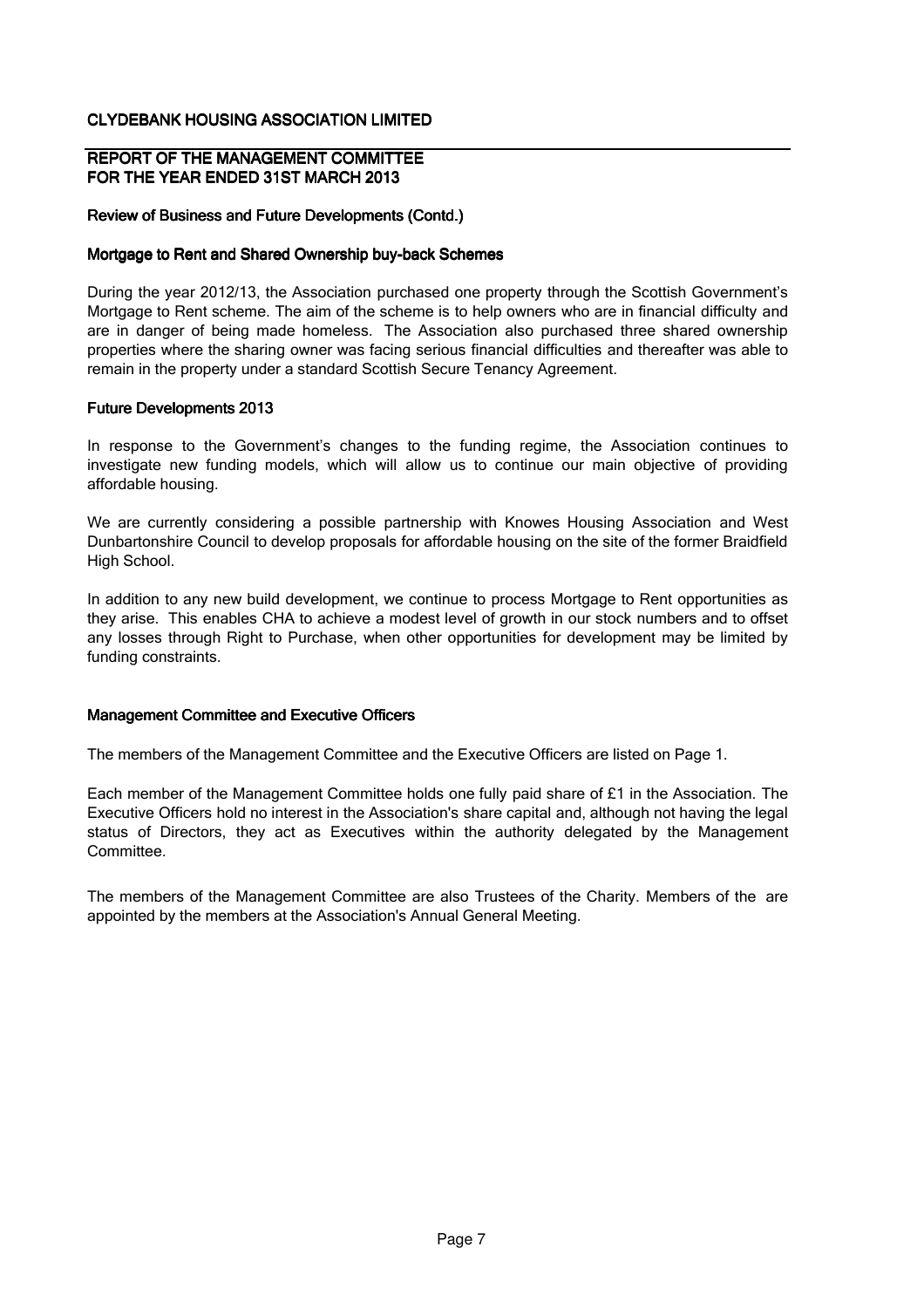# CLYDEBANK HOUSING ASSOCIATION LIMITED

## REPORT OF THE MANAGEMENT COMMITTEE FOR THE YEAR ENDED 31ST MARCH 2013

### Review of Business and Future Developments (Contd.)

### Mortgage to Rent and Shared Ownership buy-back Schemes

During the year 2012/13, the Association purchased one property through the Scottish Government's Mortgage to Rent scheme. The aim of the scheme is to help owners who are in financial difficulty and are in danger of being made homeless. The Association also purchased three shared ownership properties where the sharing owner was facing serious financial difficulties and thereafter was able to remain in the property under a standard Scottish Secure Tenancy Agreement.

### Future Developments 2013

In response to the Government's changes to the funding regime, the Association continues to investigate new funding models, which will allow us to continue our main objective of providing affordable housing.

We are currently considering a possible partnership with Knowes Housing Association and West Dunbartonshire Council to develop proposals for affordable housing on the site of the former Braidfield High School.

In addition to any new build development, we continue to process Mortgage to Rent opportunities as they arise. This enables CHA to achieve a modest level of growth in our stock numbers and to offset any losses through Right to Purchase, when other opportunities for development may be limited by funding constraints.

### Management Committee and Executive Officers

The members of the Management Committee and the Executive Officers are listed on Page 1.

Each member of the Management Committee holds one fully paid share of £1 in the Association. The Executive Officers hold no interest in the Association's share capital and, although not having the legal status of Directors, they act as Executives within the authority delegated by the Management Committee.

The members of the Management Committee are also Trustees of the Charity. Members of the are appointed by the members at the Association's Annual General Meeting.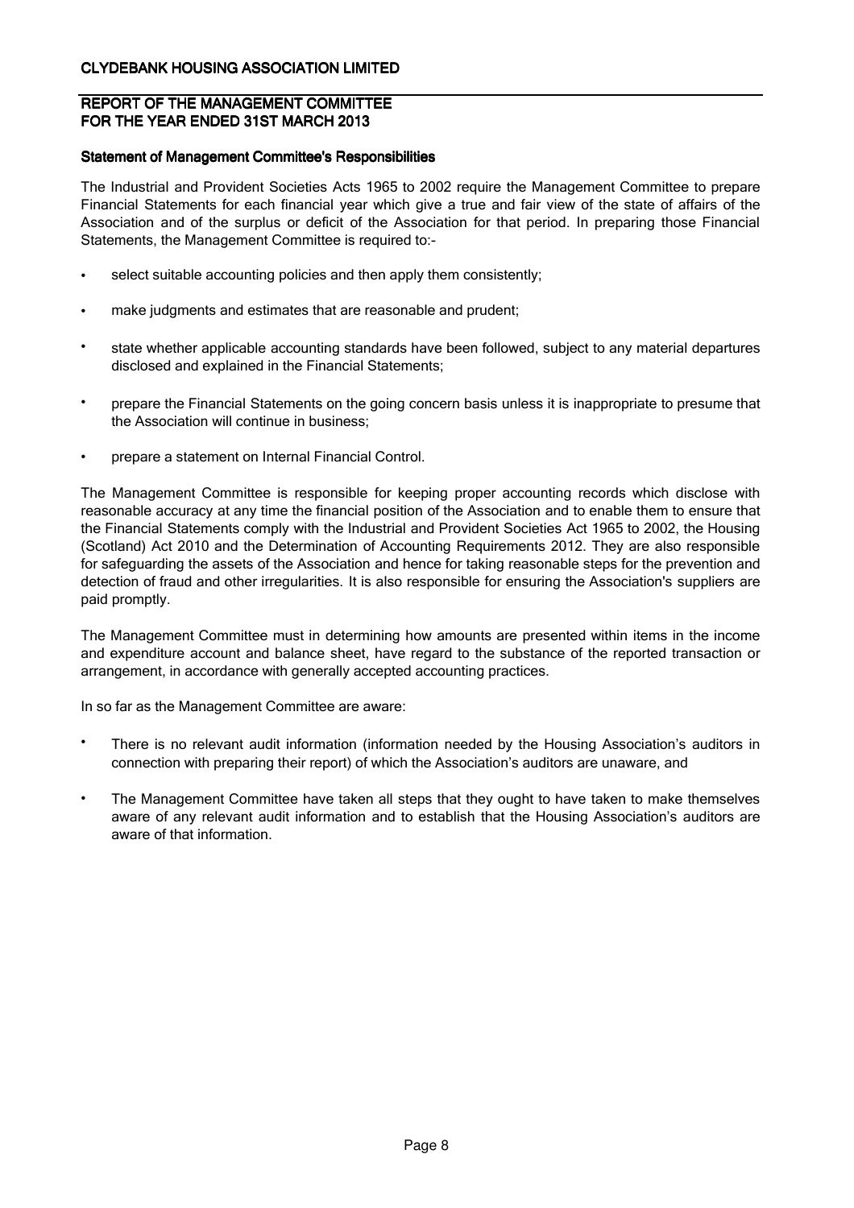## REPORT OF THE MANAGEMENT COMMITTEE FOR THE YEAR ENDED 31ST MARCH 2013

### Statement of Management Committee's Responsibilities

The Industrial and Provident Societies Acts 1965 to 2002 require the Management Committee to prepare Financial Statements for each financial year which give a true and fair view of the state of affairs of the Association and of the surplus or deficit of the Association for that period. In preparing those Financial Statements, the Management Committee is required to:-

- select suitable accounting policies and then apply them consistently;
- make judgments and estimates that are reasonable and prudent;
- state whether applicable accounting standards have been followed, subject to any material departures disclosed and explained in the Financial Statements;
- prepare the Financial Statements on the going concern basis unless it is inappropriate to presume that the Association will continue in business;
- prepare a statement on Internal Financial Control.

The Management Committee is responsible for keeping proper accounting records which disclose with reasonable accuracy at any time the financial position of the Association and to enable them to ensure that the Financial Statements comply with the Industrial and Provident Societies Act 1965 to 2002, the Housing (Scotland) Act 2010 and the Determination of Accounting Requirements 2012. They are also responsible for safeguarding the assets of the Association and hence for taking reasonable steps for the prevention and detection of fraud and other irregularities. It is also responsible for ensuring the Association's suppliers are paid promptly.

The Management Committee must in determining how amounts are presented within items in the income and expenditure account and balance sheet, have regard to the substance of the reported transaction or arrangement, in accordance with generally accepted accounting practices.

In so far as the Management Committee are aware:

- There is no relevant audit information (information needed by the Housing Association's auditors in connection with preparing their report) of which the Association's auditors are unaware, and
- The Management Committee have taken all steps that they ought to have taken to make themselves aware of any relevant audit information and to establish that the Housing Association's auditors are aware of that information.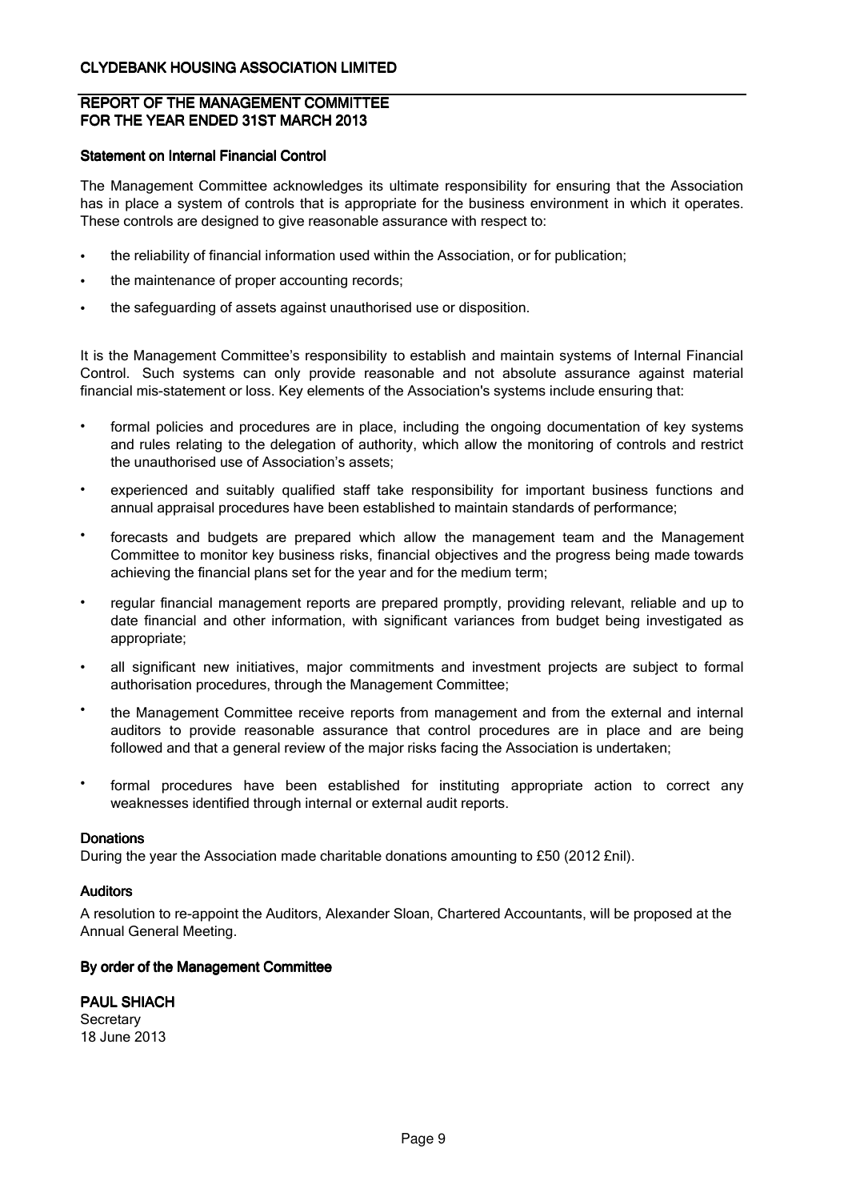## Statement on Internal Financial Control

The Management Committee acknowledges its ultimate responsibility for ensuring that the Association has in place a system of controls that is appropriate for the business environment in which it operates. These controls are designed to give reasonable assurance with respect to:

- the reliability of financial information used within the Association, or for publication;
- the maintenance of proper accounting records;
- the safeguarding of assets against unauthorised use or disposition.

It is the Management Committee's responsibility to establish and maintain systems of Internal Financial Control. Such systems can only provide reasonable and not absolute assurance against material financial mis-statement or loss. Key elements of the Association's systems include ensuring that:

- formal policies and procedures are in place, including the ongoing documentation of key systems and rules relating to the delegation of authority, which allow the monitoring of controls and restrict the unauthorised use of Association's assets;
- experienced and suitably qualified staff take responsibility for important business functions and annual appraisal procedures have been established to maintain standards of performance;
- forecasts and budgets are prepared which allow the management team and the Management Committee to monitor key business risks, financial objectives and the progress being made towards achieving the financial plans set for the year and for the medium term;
- regular financial management reports are prepared promptly, providing relevant, reliable and up to date financial and other information, with significant variances from budget being investigated as appropriate;
- all significant new initiatives, major commitments and investment projects are subject to formal authorisation procedures, through the Management Committee;
- the Management Committee receive reports from management and from the external and internal auditors to provide reasonable assurance that control procedures are in place and are being followed and that a general review of the major risks facing the Association is undertaken;
- formal procedures have been established for instituting appropriate action to correct any weaknesses identified through internal or external audit reports.

## Donations

During the year the Association made charitable donations amounting to £50 (2012 £nil).

## Auditors

A resolution to re-appoint the Auditors, Alexander Sloan, Chartered Accountants, will be proposed at the Annual General Meeting.

**By order of the Management Committee**

**PAUL SHIACH**
Secretary
18 June 2013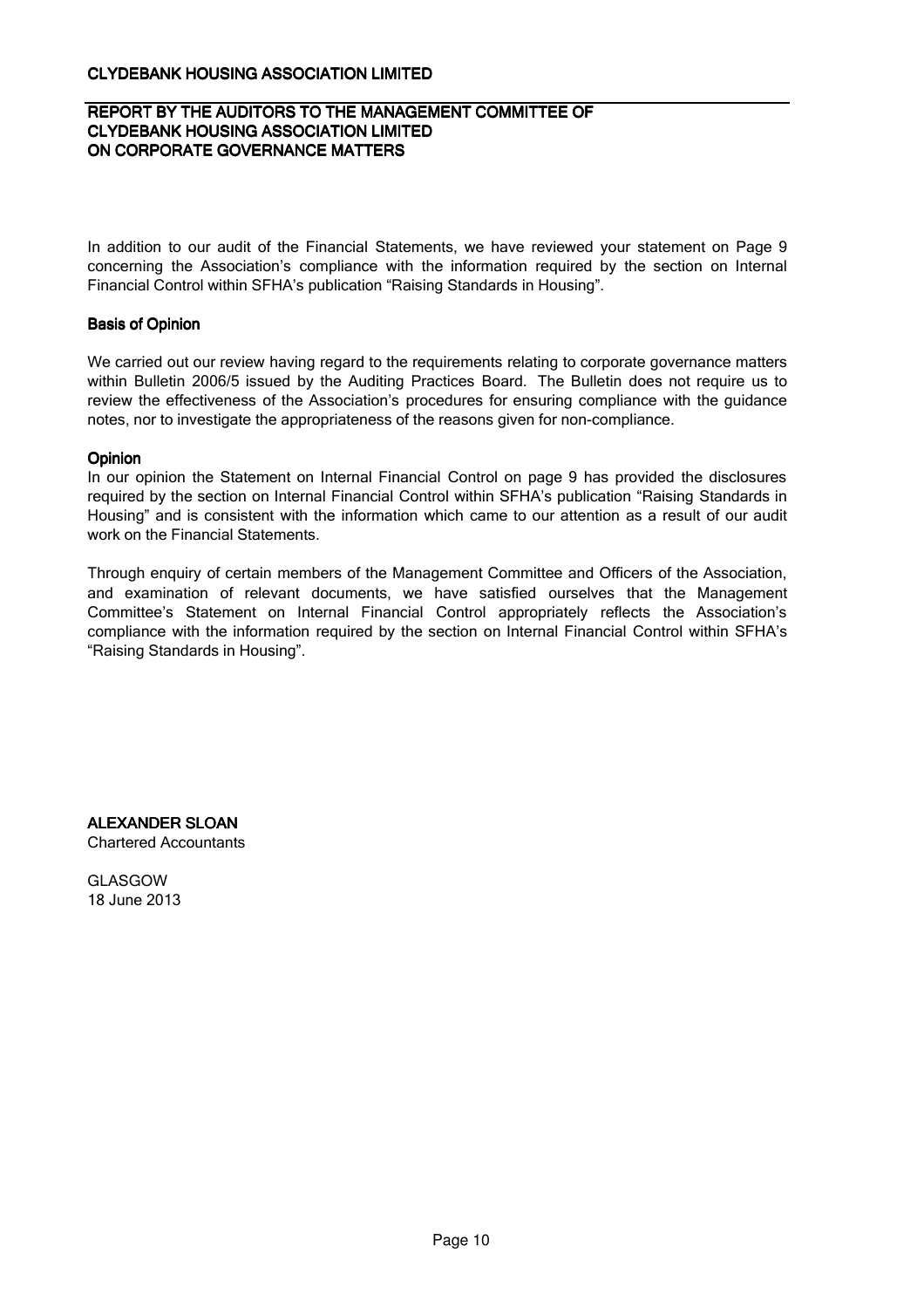## REPORT BY THE AUDITORS TO THE MANAGEMENT COMMITTEE OF CLYDEBANK HOUSING ASSOCIATION LIMITED ON CORPORATE GOVERNANCE MATTERS

In addition to our audit of the Financial Statements, we have reviewed your statement on Page 9 concerning the Association's compliance with the information required by the section on Internal Financial Control within SFHA's publication "Raising Standards in Housing".

### Basis of Opinion

We carried out our review having regard to the requirements relating to corporate governance matters within Bulletin 2006/5 issued by the Auditing Practices Board. The Bulletin does not require us to review the effectiveness of the Association's procedures for ensuring compliance with the guidance notes, nor to investigate the appropriateness of the reasons given for non-compliance.

### Opinion

In our opinion the Statement on Internal Financial Control on page 9 has provided the disclosures required by the section on Internal Financial Control within SFHA's publication "Raising Standards in Housing" and is consistent with the information which came to our attention as a result of our audit work on the Financial Statements.

Through enquiry of certain members of the Management Committee and Officers of the Association, and examination of relevant documents, we have satisfied ourselves that the Management Committee's Statement on Internal Financial Control appropriately reflects the Association's compliance with the information required by the section on Internal Financial Control within SFHA's "Raising Standards in Housing".

**ALEXANDER SLOAN**
Chartered Accountants

GLASGOW
18 June 2013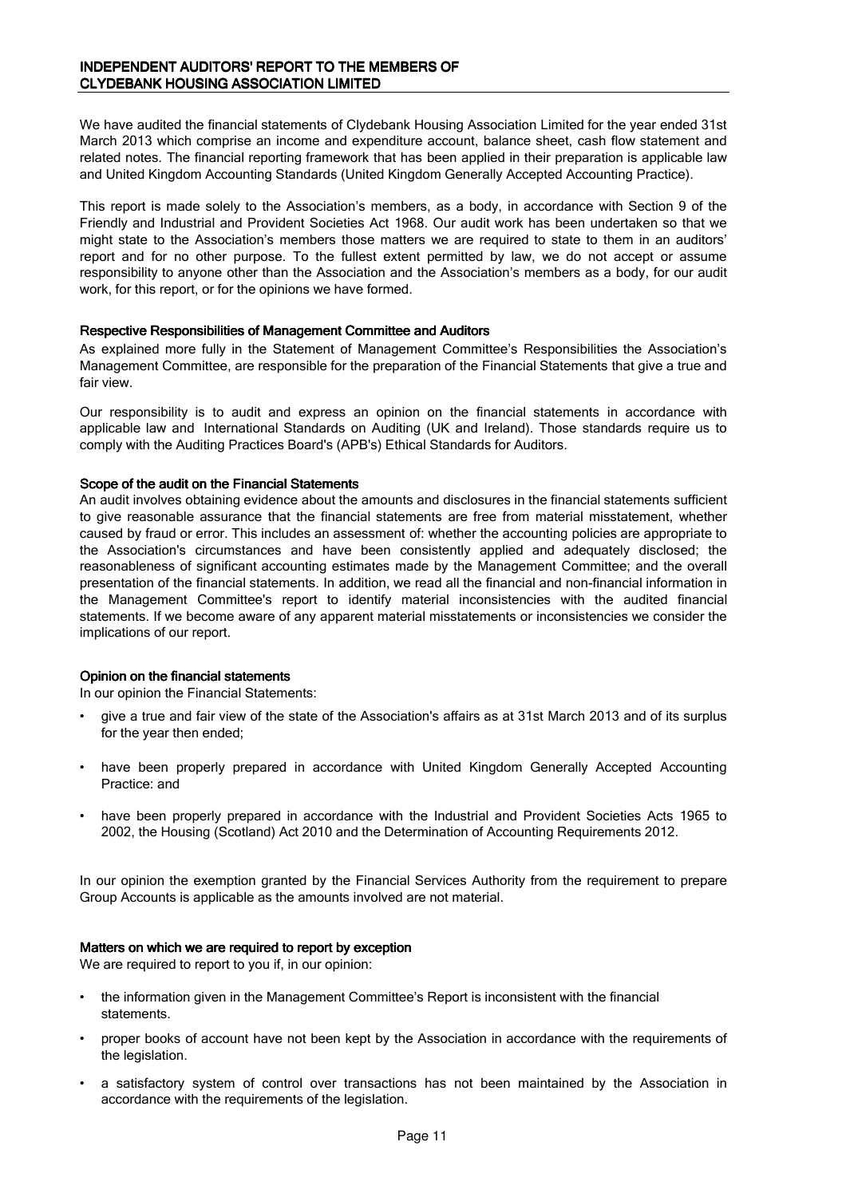# INDEPENDENT AUDITORS' REPORT TO THE MEMBERS OF CLYDEBANK HOUSING ASSOCIATION LIMITED

We have audited the financial statements of Clydebank Housing Association Limited for the year ended 31st March 2013 which comprise an income and expenditure account, balance sheet, cash flow statement and related notes. The financial reporting framework that has been applied in their preparation is applicable law and United Kingdom Accounting Standards (United Kingdom Generally Accepted Accounting Practice).

This report is made solely to the Association's members, as a body, in accordance with Section 9 of the Friendly and Industrial and Provident Societies Act 1968. Our audit work has been undertaken so that we might state to the Association's members those matters we are required to state to them in an auditors' report and for no other purpose. To the fullest extent permitted by law, we do not accept or assume responsibility to anyone other than the Association and the Association's members as a body, for our audit work, for this report, or for the opinions we have formed.

## Respective Responsibilities of Management Committee and Auditors

As explained more fully in the Statement of Management Committee's Responsibilities the Association's Management Committee, are responsible for the preparation of the Financial Statements that give a true and fair view.

Our responsibility is to audit and express an opinion on the financial statements in accordance with applicable law and International Standards on Auditing (UK and Ireland). Those standards require us to comply with the Auditing Practices Board's (APB's) Ethical Standards for Auditors.

## Scope of the audit on the Financial Statements

An audit involves obtaining evidence about the amounts and disclosures in the financial statements sufficient to give reasonable assurance that the financial statements are free from material misstatement, whether caused by fraud or error. This includes an assessment of: whether the accounting policies are appropriate to the Association's circumstances and have been consistently applied and adequately disclosed; the reasonableness of significant accounting estimates made by the Management Committee; and the overall presentation of the financial statements. In addition, we read all the financial and non-financial information in the Management Committee's report to identify material inconsistencies with the audited financial statements. If we become aware of any apparent material misstatements or inconsistencies we consider the implications of our report.

## Opinion on the financial statements

In our opinion the Financial Statements:

- give a true and fair view of the state of the Association's affairs as at 31st March 2013 and of its surplus for the year then ended;
- have been properly prepared in accordance with United Kingdom Generally Accepted Accounting Practice: and
- have been properly prepared in accordance with the Industrial and Provident Societies Acts 1965 to 2002, the Housing (Scotland) Act 2010 and the Determination of Accounting Requirements 2012.

In our opinion the exemption granted by the Financial Services Authority from the requirement to prepare Group Accounts is applicable as the amounts involved are not material.

## Matters on which we are required to report by exception

We are required to report to you if, in our opinion:

- the information given in the Management Committee's Report is inconsistent with the financial statements.
- proper books of account have not been kept by the Association in accordance with the requirements of the legislation.
- a satisfactory system of control over transactions has not been maintained by the Association in accordance with the requirements of the legislation.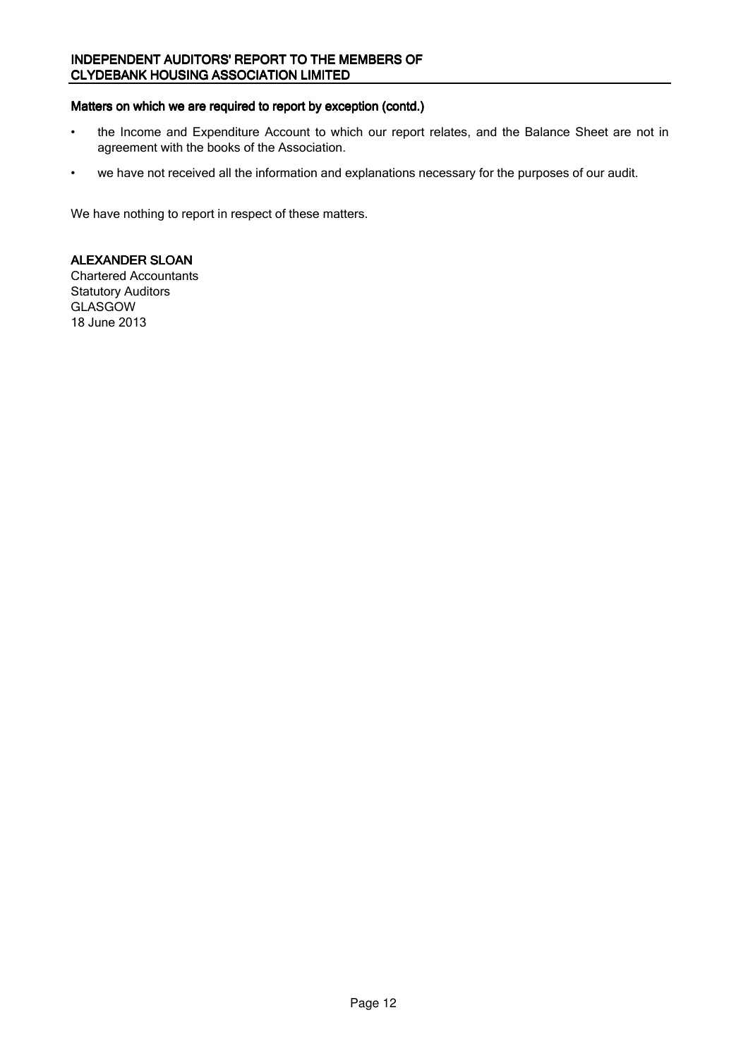### Matters on which we are required to report by exception (contd.)

- the Income and Expenditure Account to which our report relates, and the Balance Sheet are not in agreement with the books of the Association.
- we have not received all the information and explanations necessary for the purposes of our audit.

We have nothing to report in respect of these matters.

**ALEXANDER SLOAN**
Chartered Accountants
Statutory Auditors
GLASGOW
18 June 2013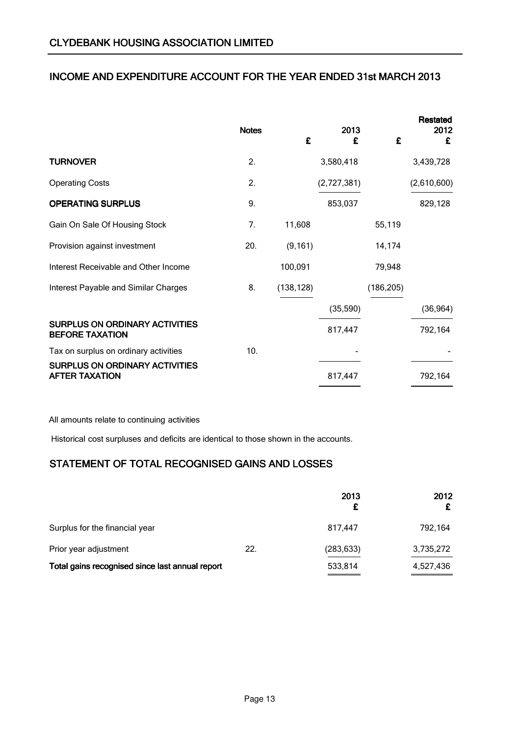## CLYDEBANK HOUSING ASSOCIATION LIMITED

## INCOME AND EXPENDITURE ACCOUNT FOR THE YEAR ENDED 31st MARCH 2013

| | Notes | £ | 2013 £ | £ | Restated 2012 £ |
|---|---|---|---|---|---|
| **TURNOVER** | 2. | | 3,580,418 | | 3,439,728 |
| Operating Costs | 2. | | (2,727,381) | | (2,610,600) |
| **OPERATING SURPLUS** | 9. | | 853,037 | | 829,128 |
| Gain On Sale Of Housing Stock | 7. | 11,608 | | 55,119 | |
| Provision against investment | 20. | (9,161) | | 14,174 | |
| Interest Receivable and Other Income | | 100,091 | | 79,948 | |
| Interest Payable and Similar Charges | 8. | (138,128) | | (186,205) | |
| | | | (35,590) | | (36,964) |
| **SURPLUS ON ORDINARY ACTIVITIES BEFORE TAXATION** | | | 817,447 | | 792,164 |
| Tax on surplus on ordinary activities | 10. | | - | | - |
| **SURPLUS ON ORDINARY ACTIVITIES AFTER TAXATION** | | | 817,447 | | 792,164 |

All amounts relate to continuing activities

Historical cost surpluses and deficits are identical to those shown in the accounts.

## STATEMENT OF TOTAL RECOGNISED GAINS AND LOSSES

| | | 2013 £ | 2012 £ |
|---|---|---|---|
| Surplus for the financial year | | 817,447 | 792,164 |
| Prior year adjustment | 22. | (283,633) | 3,735,272 |
| **Total gains recognised since last annual report** | | 533,814 | 4,527,436 |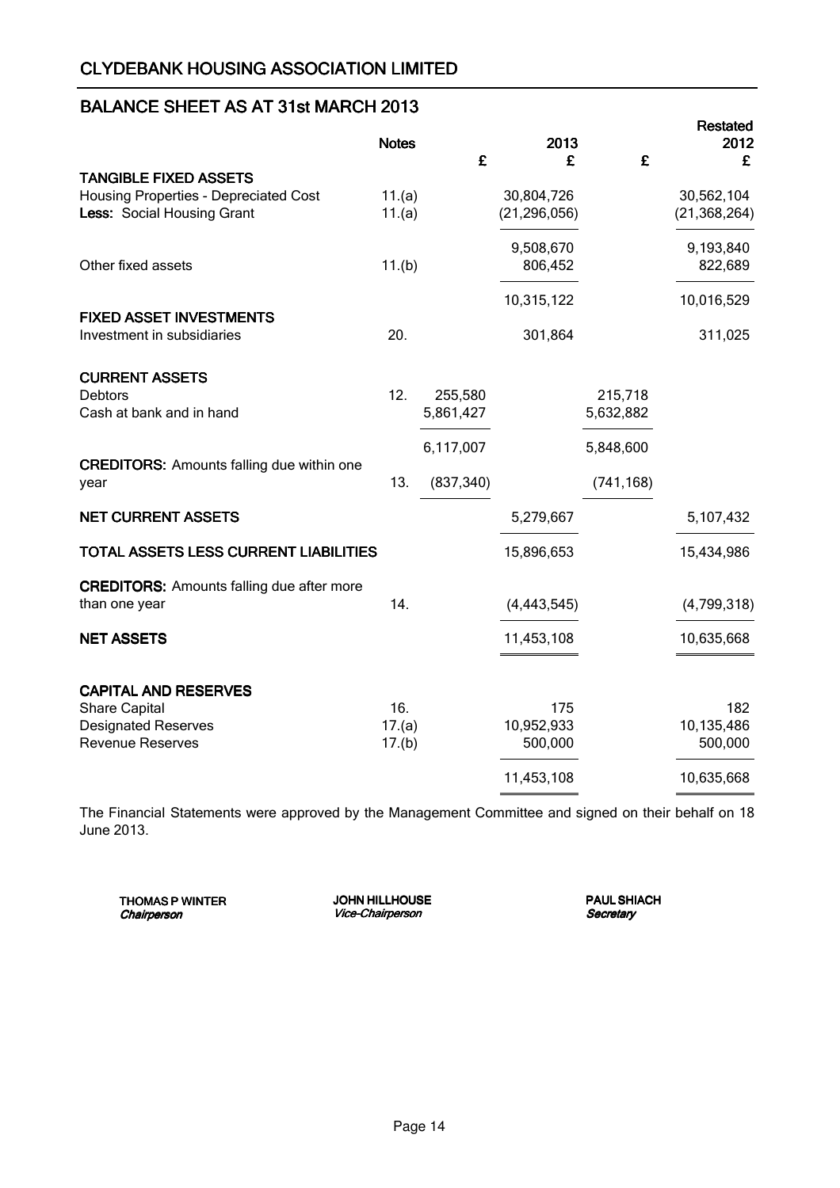# CLYDEBANK HOUSING ASSOCIATION LIMITED

## BALANCE SHEET AS AT 31st MARCH 2013

| | Notes | £ | 2013 £ | £ | Restated 2012 £ |
|---|---|---|---|---|---|
| **TANGIBLE FIXED ASSETS** | | | | | |
| Housing Properties - Depreciated Cost | 11.(a) | | 30,804,726 | | 30,562,104 |
| **Less:** Social Housing Grant | 11.(a) | | (21,296,056) | | (21,368,264) |
| | | | 9,508,670 | | 9,193,840 |
| Other fixed assets | 11.(b) | | 806,452 | | 822,689 |
| | | | 10,315,122 | | 10,016,529 |
| **FIXED ASSET INVESTMENTS** | | | | | |
| Investment in subsidiaries | 20. | | 301,864 | | 311,025 |
| **CURRENT ASSETS** | | | | | |
| Debtors | 12. | 255,580 | | 215,718 | |
| Cash at bank and in hand | | 5,861,427 | | 5,632,882 | |
| | | 6,117,007 | | 5,848,600 | |
| **CREDITORS:** Amounts falling due within one year | 13. | (837,340) | | (741,168) | |
| **NET CURRENT ASSETS** | | | 5,279,667 | | 5,107,432 |
| **TOTAL ASSETS LESS CURRENT LIABILITIES** | | | 15,896,653 | | 15,434,986 |
| **CREDITORS:** Amounts falling due after more than one year | 14. | | (4,443,545) | | (4,799,318) |
| **NET ASSETS** | | | 11,453,108 | | 10,635,668 |
| **CAPITAL AND RESERVES** | | | | | |
| Share Capital | 16. | | 175 | | 182 |
| Designated Reserves | 17.(a) | | 10,952,933 | | 10,135,486 |
| Revenue Reserves | 17.(b) | | 500,000 | | 500,000 |
| | | | 11,453,108 | | 10,635,668 |

The Financial Statements were approved by the Management Committee and signed on their behalf on 18 June 2013.

**THOMAS P WINTER**
*Chairperson*

**JOHN HILLHOUSE**
*Vice-Chairperson*

**PAUL SHIACH**
*Secretary*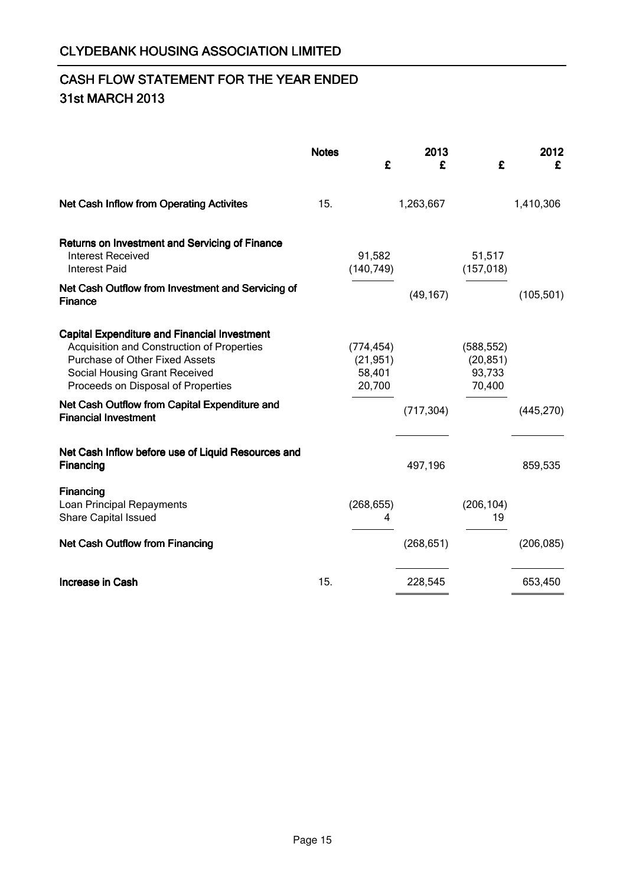# CLYDEBANK HOUSING ASSOCIATION LIMITED

## CASH FLOW STATEMENT FOR THE YEAR ENDED 31st MARCH 2013

| | Notes | 2013 £ | 2013 £ | 2012 £ | 2012 £ |
|---|---|---|---|---|---|
| **Net Cash Inflow from Operating Activites** | 15. | | 1,263,667 | | 1,410,306 |
| **Returns on Investment and Servicing of Finance** | | | | | |
| Interest Received | | 91,582 | | 51,517 | |
| Interest Paid | | (140,749) | | (157,018) | |
| **Net Cash Outflow from Investment and Servicing of Finance** | | | (49,167) | | (105,501) |
| **Capital Expenditure and Financial Investment** | | | | | |
| Acquisition and Construction of Properties | | (774,454) | | (588,552) | |
| Purchase of Other Fixed Assets | | (21,951) | | (20,851) | |
| Social Housing Grant Received | | 58,401 | | 93,733 | |
| Proceeds on Disposal of Properties | | 20,700 | | 70,400 | |
| **Net Cash Outflow from Capital Expenditure and Financial Investment** | | | (717,304) | | (445,270) |
| **Net Cash Inflow before use of Liquid Resources and Financing** | | | 497,196 | | 859,535 |
| **Financing** | | | | | |
| Loan Principal Repayments | | (268,655) | | (206,104) | |
| Share Capital Issued | | 4 | | 19 | |
| **Net Cash Outflow from Financing** | | | (268,651) | | (206,085) |
| **Increase in Cash** | 15. | | 228,545 | | 653,450 |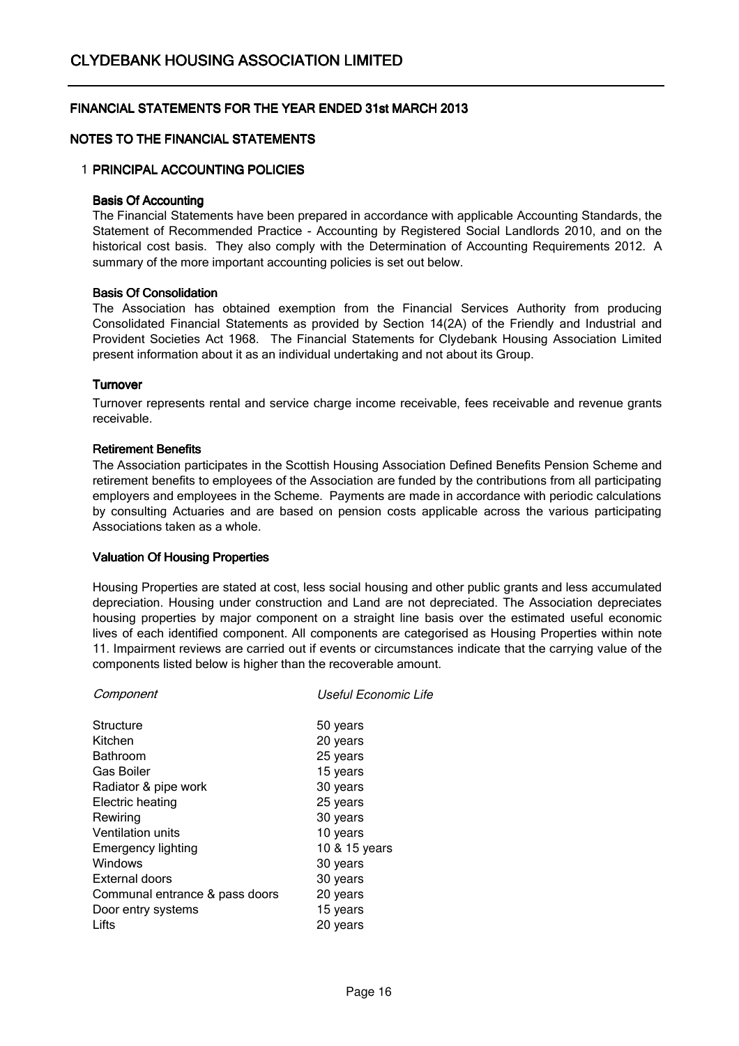# CLYDEBANK HOUSING ASSOCIATION LIMITED

## FINANCIAL STATEMENTS FOR THE YEAR ENDED 31st MARCH 2013

## NOTES TO THE FINANCIAL STATEMENTS

### 1 PRINCIPAL ACCOUNTING POLICIES

**Basis Of Accounting**

The Financial Statements have been prepared in accordance with applicable Accounting Standards, the Statement of Recommended Practice - Accounting by Registered Social Landlords 2010, and on the historical cost basis. They also comply with the Determination of Accounting Requirements 2012. A summary of the more important accounting policies is set out below.

**Basis Of Consolidation**

The Association has obtained exemption from the Financial Services Authority from producing Consolidated Financial Statements as provided by Section 14(2A) of the Friendly and Industrial and Provident Societies Act 1968. The Financial Statements for Clydebank Housing Association Limited present information about it as an individual undertaking and not about its Group.

**Turnover**

Turnover represents rental and service charge income receivable, fees receivable and revenue grants receivable.

**Retirement Benefits**

The Association participates in the Scottish Housing Association Defined Benefits Pension Scheme and retirement benefits to employees of the Association are funded by the contributions from all participating employers and employees in the Scheme. Payments are made in accordance with periodic calculations by consulting Actuaries and are based on pension costs applicable across the various participating Associations taken as a whole.

**Valuation Of Housing Properties**

Housing Properties are stated at cost, less social housing and other public grants and less accumulated depreciation. Housing under construction and Land are not depreciated. The Association depreciates housing properties by major component on a straight line basis over the estimated useful economic lives of each identified component. All components are categorised as Housing Properties within note 11. Impairment reviews are carried out if events or circumstances indicate that the carrying value of the components listed below is higher than the recoverable amount.

| *Component* | *Useful Economic Life* |
|---|---|
| Structure | 50 years |
| Kitchen | 20 years |
| Bathroom | 25 years |
| Gas Boiler | 15 years |
| Radiator & pipe work | 30 years |
| Electric heating | 25 years |
| Rewiring | 30 years |
| Ventilation units | 10 years |
| Emergency lighting | 10 & 15 years |
| Windows | 30 years |
| External doors | 30 years |
| Communal entrance & pass doors | 20 years |
| Door entry systems | 15 years |
| Lifts | 20 years |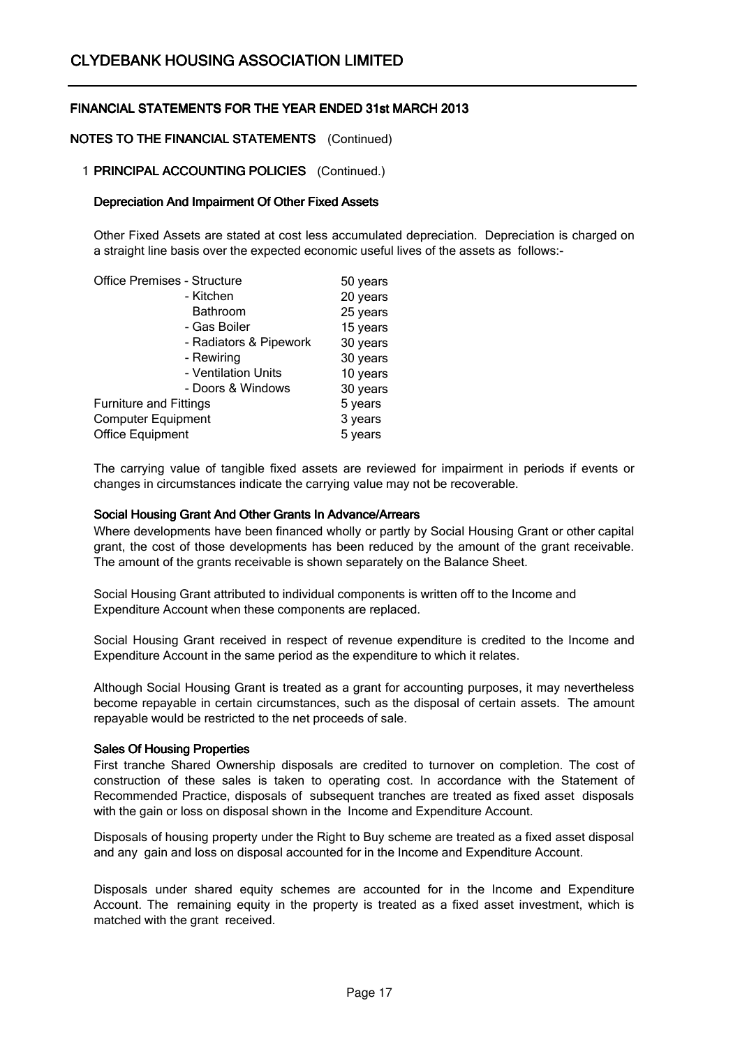# CLYDEBANK HOUSING ASSOCIATION LIMITED

## FINANCIAL STATEMENTS FOR THE YEAR ENDED 31st MARCH 2013

## NOTES TO THE FINANCIAL STATEMENTS (Continued)

### 1 PRINCIPAL ACCOUNTING POLICIES (Continued.)

#### Depreciation And Impairment Of Other Fixed Assets

Other Fixed Assets are stated at cost less accumulated depreciation. Depreciation is charged on a straight line basis over the expected economic useful lives of the assets as follows:-

| | |
|---|---|
| Office Premises - Structure | 50 years |
| - Kitchen | 20 years |
| Bathroom | 25 years |
| - Gas Boiler | 15 years |
| - Radiators & Pipework | 30 years |
| - Rewiring | 30 years |
| - Ventilation Units | 10 years |
| - Doors & Windows | 30 years |
| Furniture and Fittings | 5 years |
| Computer Equipment | 3 years |
| Office Equipment | 5 years |

The carrying value of tangible fixed assets are reviewed for impairment in periods if events or changes in circumstances indicate the carrying value may not be recoverable.

#### Social Housing Grant And Other Grants In Advance/Arrears

Where developments have been financed wholly or partly by Social Housing Grant or other capital grant, the cost of those developments has been reduced by the amount of the grant receivable. The amount of the grants receivable is shown separately on the Balance Sheet.

Social Housing Grant attributed to individual components is written off to the Income and Expenditure Account when these components are replaced.

Social Housing Grant received in respect of revenue expenditure is credited to the Income and Expenditure Account in the same period as the expenditure to which it relates.

Although Social Housing Grant is treated as a grant for accounting purposes, it may nevertheless become repayable in certain circumstances, such as the disposal of certain assets. The amount repayable would be restricted to the net proceeds of sale.

#### Sales Of Housing Properties

First tranche Shared Ownership disposals are credited to turnover on completion. The cost of construction of these sales is taken to operating cost. In accordance with the Statement of Recommended Practice, disposals of subsequent tranches are treated as fixed asset disposals with the gain or loss on disposal shown in the Income and Expenditure Account.

Disposals of housing property under the Right to Buy scheme are treated as a fixed asset disposal and any gain and loss on disposal accounted for in the Income and Expenditure Account.

Disposals under shared equity schemes are accounted for in the Income and Expenditure Account. The remaining equity in the property is treated as a fixed asset investment, which is matched with the grant received.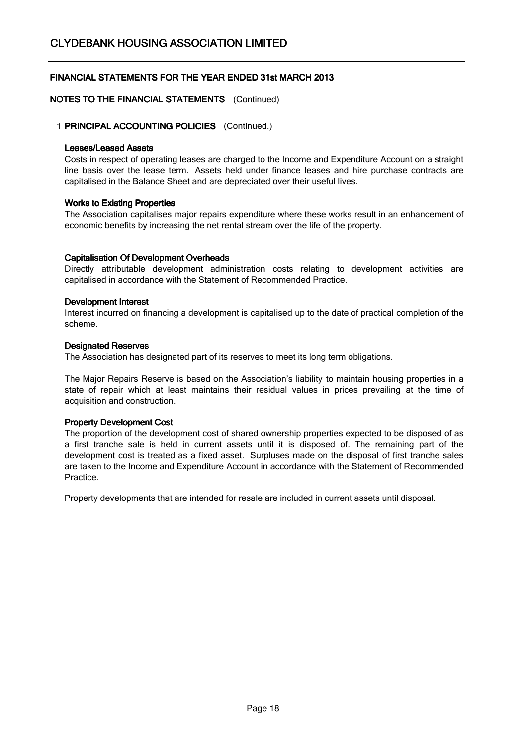## NOTES TO THE FINANCIAL STATEMENTS (Continued)

### 1 PRINCIPAL ACCOUNTING POLICIES (Continued.)

**Leases/Leased Assets**

Costs in respect of operating leases are charged to the Income and Expenditure Account on a straight line basis over the lease term. Assets held under finance leases and hire purchase contracts are capitalised in the Balance Sheet and are depreciated over their useful lives.

**Works to Existing Properties**

The Association capitalises major repairs expenditure where these works result in an enhancement of economic benefits by increasing the net rental stream over the life of the property.

**Capitalisation Of Development Overheads**

Directly attributable development administration costs relating to development activities are capitalised in accordance with the Statement of Recommended Practice.

**Development Interest**

Interest incurred on financing a development is capitalised up to the date of practical completion of the scheme.

**Designated Reserves**

The Association has designated part of its reserves to meet its long term obligations.

The Major Repairs Reserve is based on the Association's liability to maintain housing properties in a state of repair which at least maintains their residual values in prices prevailing at the time of acquisition and construction.

**Property Development Cost**

The proportion of the development cost of shared ownership properties expected to be disposed of as a first tranche sale is held in current assets until it is disposed of. The remaining part of the development cost is treated as a fixed asset. Surpluses made on the disposal of first tranche sales are taken to the Income and Expenditure Account in accordance with the Statement of Recommended Practice.

Property developments that are intended for resale are included in current assets until disposal.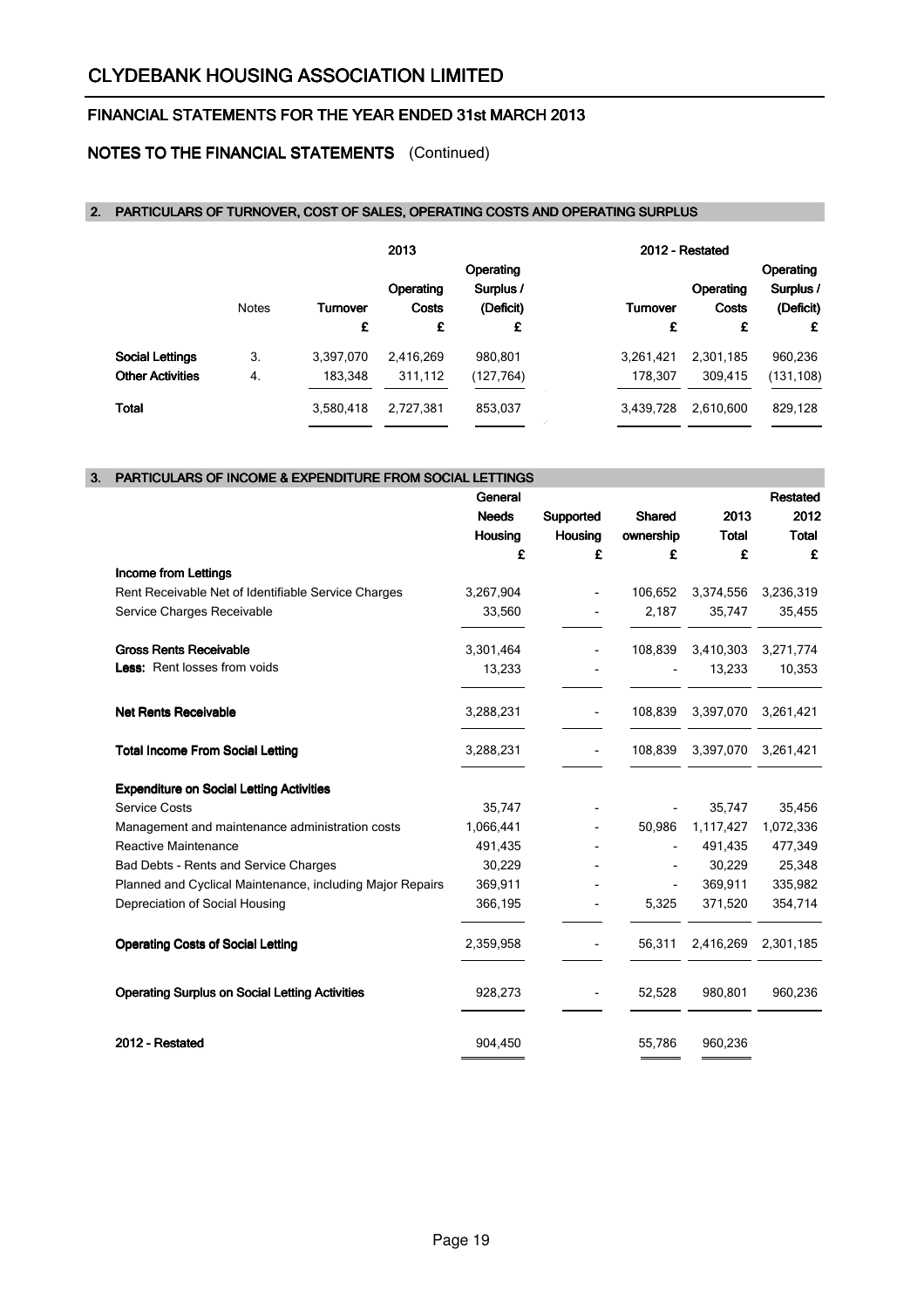# CLYDEBANK HOUSING ASSOCIATION LIMITED

## FINANCIAL STATEMENTS FOR THE YEAR ENDED 31st MARCH 2013

## NOTES TO THE FINANCIAL STATEMENTS (Continued)

### 2. PARTICULARS OF TURNOVER, COST OF SALES, OPERATING COSTS AND OPERATING SURPLUS

| | | 2013 | | | 2012 - Restated | | |
|---|---|---|---|---|---|---|---|
| | Notes | Turnover | Operating Costs | Operating Surplus / (Deficit) | Turnover | Operating Costs | Operating Surplus / (Deficit) |
| | | £ | £ | £ | £ | £ | £ |
| **Social Lettings** | 3. | 3,397,070 | 2,416,269 | 980,801 | 3,261,421 | 2,301,185 | 960,236 |
| **Other Activities** | 4. | 183,348 | 311,112 | (127,764) | 178,307 | 309,415 | (131,108) |
| **Total** | | 3,580,418 | 2,727,381 | 853,037 | 3,439,728 | 2,610,600 | 829,128 |

### 3. PARTICULARS OF INCOME & EXPENDITURE FROM SOCIAL LETTINGS

| | General Needs Housing | Supported Housing | Shared ownership | 2013 Total | Restated 2012 Total |
|---|---|---|---|---|---|
| | £ | £ | £ | £ | £ |
| **Income from Lettings** | | | | | |
| Rent Receivable Net of Identifiable Service Charges | 3,267,904 | - | 106,652 | 3,374,556 | 3,236,319 |
| Service Charges Receivable | 33,560 | - | 2,187 | 35,747 | 35,455 |
| **Gross Rents Receivable** | 3,301,464 | - | 108,839 | 3,410,303 | 3,271,774 |
| **Less:** Rent losses from voids | 13,233 | - | - | 13,233 | 10,353 |
| **Net Rents Receivable** | 3,288,231 | - | 108,839 | 3,397,070 | 3,261,421 |
| **Total Income From Social Letting** | 3,288,231 | - | 108,839 | 3,397,070 | 3,261,421 |
| **Expenditure on Social Letting Activities** | | | | | |
| Service Costs | 35,747 | - | - | 35,747 | 35,456 |
| Management and maintenance administration costs | 1,066,441 | - | 50,986 | 1,117,427 | 1,072,336 |
| Reactive Maintenance | 491,435 | - | - | 491,435 | 477,349 |
| Bad Debts - Rents and Service Charges | 30,229 | - | - | 30,229 | 25,348 |
| Planned and Cyclical Maintenance, including Major Repairs | 369,911 | - | - | 369,911 | 335,982 |
| Depreciation of Social Housing | 366,195 | - | 5,325 | 371,520 | 354,714 |
| **Operating Costs of Social Letting** | 2,359,958 | - | 56,311 | 2,416,269 | 2,301,185 |
| **Operating Surplus on Social Letting Activities** | 928,273 | - | 52,528 | 980,801 | 960,236 |
| **2012 - Restated** | 904,450 | | 55,786 | 960,236 | |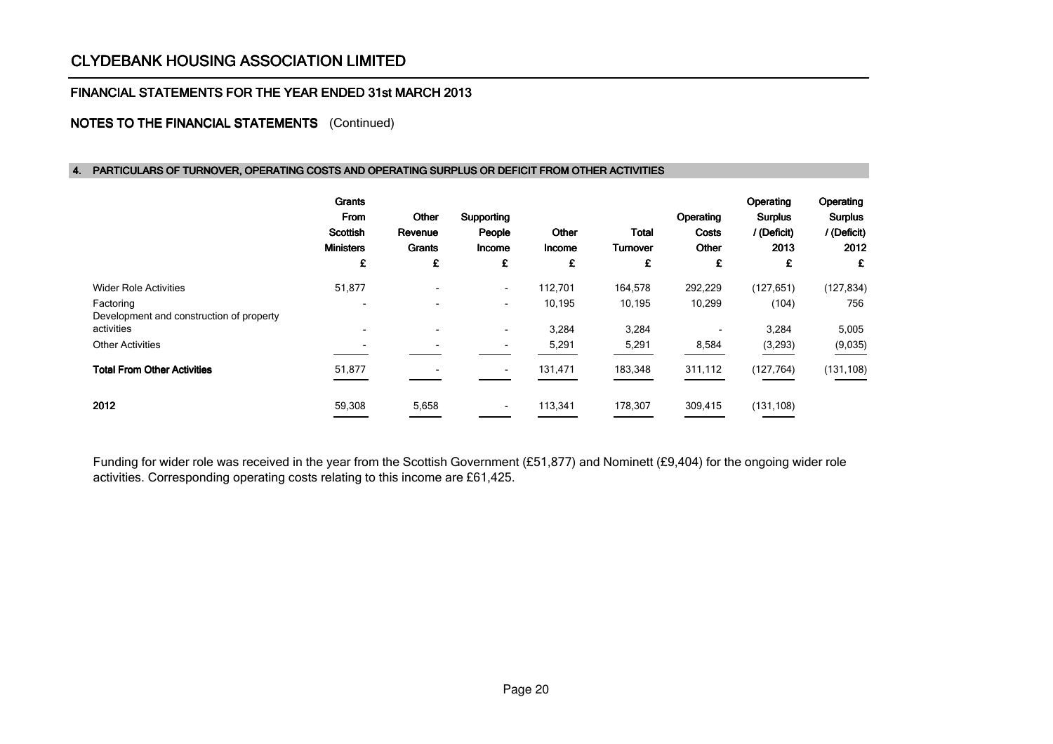# CLYDEBANK HOUSING ASSOCIATION LIMITED

## FINANCIAL STATEMENTS FOR THE YEAR ENDED 31st MARCH 2013

### NOTES TO THE FINANCIAL STATEMENTS (Continued)

#### 4. PARTICULARS OF TURNOVER, OPERATING COSTS AND OPERATING SURPLUS OR DEFICIT FROM OTHER ACTIVITIES

| | Grants From Scottish Ministers | Other Revenue Grants | Supporting People Income | Other Income | Total Turnover | Operating Costs Other | Operating Surplus / (Deficit) 2013 | Operating Surplus / (Deficit) 2012 |
|---|---|---|---|---|---|---|---|---|
| | £ | £ | £ | £ | £ | £ | £ | £ |
| Wider Role Activities | 51,877 | - | - | 112,701 | 164,578 | 292,229 | (127,651) | (127,834) |
| Factoring | - | - | - | 10,195 | 10,195 | 10,299 | (104) | 756 |
| Development and construction of property activities | - | - | - | 3,284 | 3,284 | - | 3,284 | 5,005 |
| Other Activities | - | - | - | 5,291 | 5,291 | 8,584 | (3,293) | (9,035) |
| **Total From Other Activities** | 51,877 | - | - | 131,471 | 183,348 | 311,112 | (127,764) | (131,108) |
| **2012** | 59,308 | 5,658 | - | 113,341 | 178,307 | 309,415 | (131,108) | |

Funding for wider role was received in the year from the Scottish Government (£51,877) and Nominett (£9,404) for the ongoing wider role activities. Corresponding operating costs relating to this income are £61,425.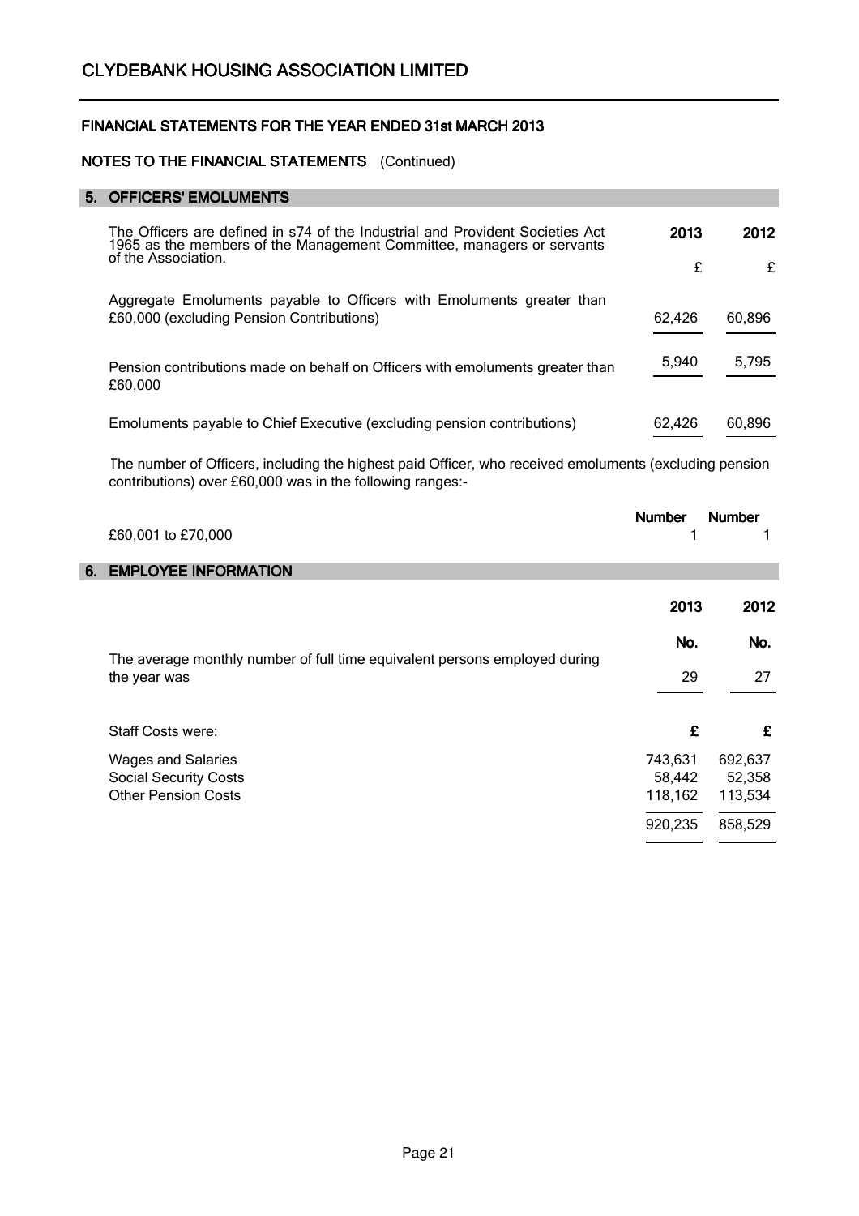# CLYDEBANK HOUSING ASSOCIATION LIMITED

## FINANCIAL STATEMENTS FOR THE YEAR ENDED 31st MARCH 2013

### NOTES TO THE FINANCIAL STATEMENTS (Continued)

### 5. OFFICERS' EMOLUMENTS

| The Officers are defined in s74 of the Industrial and Provident Societies Act 1965 as the members of the Management Committee, managers or servants of the Association. | 2013 | 2012 |
|---|---|---|
| | £ | £ |
| Aggregate Emoluments payable to Officers with Emoluments greater than £60,000 (excluding Pension Contributions) | 62,426 | 60,896 |
| Pension contributions made on behalf on Officers with emoluments greater than £60,000 | 5,940 | 5,795 |
| Emoluments payable to Chief Executive (excluding pension contributions) | 62,426 | 60,896 |

The number of Officers, including the highest paid Officer, who received emoluments (excluding pension contributions) over £60,000 was in the following ranges:-

| | Number | Number |
|---|---|---|
| £60,001 to £70,000 | 1 | 1 |

### 6. EMPLOYEE INFORMATION

| | 2013 | 2012 |
|---|---|---|
| | No. | No. |
| The average monthly number of full time equivalent persons employed during the year was | 29 | 27 |
| Staff Costs were: | £ | £ |
| Wages and Salaries | 743,631 | 692,637 |
| Social Security Costs | 58,442 | 52,358 |
| Other Pension Costs | 118,162 | 113,534 |
| | 920,235 | 858,529 |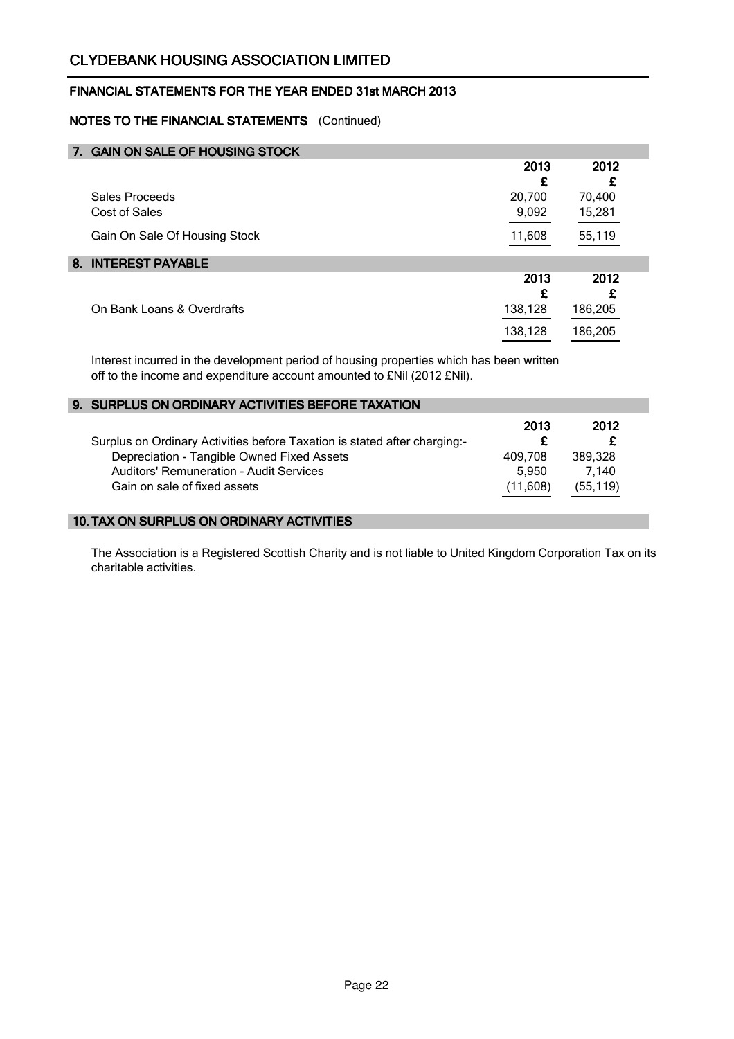## NOTES TO THE FINANCIAL STATEMENTS (Continued)

### 7. GAIN ON SALE OF HOUSING STOCK

| | 2013 | 2012 |
|---|---|---|
| | £ | £ |
| Sales Proceeds | 20,700 | 70,400 |
| Cost of Sales | 9,092 | 15,281 |
| Gain On Sale Of Housing Stock | 11,608 | 55,119 |

### 8. INTEREST PAYABLE

| | 2013 | 2012 |
|---|---|---|
| | £ | £ |
| On Bank Loans & Overdrafts | 138,128 | 186,205 |
| | 138,128 | 186,205 |

Interest incurred in the development period of housing properties which has been written off to the income and expenditure account amounted to £Nil (2012 £Nil).

### 9. SURPLUS ON ORDINARY ACTIVITIES BEFORE TAXATION

| | 2013 | 2012 |
|---|---|---|
| Surplus on Ordinary Activities before Taxation is stated after charging:- | £ | £ |
| Depreciation - Tangible Owned Fixed Assets | 409,708 | 389,328 |
| Auditors' Remuneration - Audit Services | 5,950 | 7,140 |
| Gain on sale of fixed assets | (11,608) | (55,119) |

### 10. TAX ON SURPLUS ON ORDINARY ACTIVITIES

The Association is a Registered Scottish Charity and is not liable to United Kingdom Corporation Tax on its charitable activities.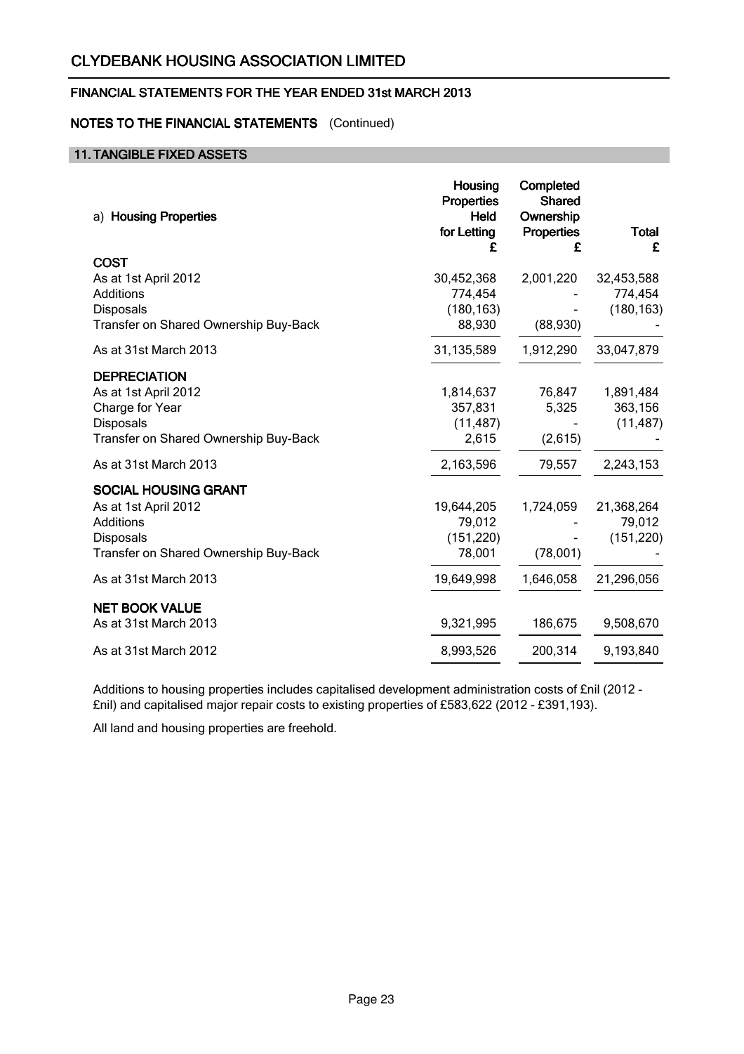## NOTES TO THE FINANCIAL STATEMENTS (Continued)

### 11. TANGIBLE FIXED ASSETS

| a) **Housing Properties** | **Housing Properties Held for Letting £** | **Completed Shared Ownership Properties £** | **Total £** |
|---|---|---|---|
| **COST** | | | |
| As at 1st April 2012 | 30,452,368 | 2,001,220 | 32,453,588 |
| Additions | 774,454 | - | 774,454 |
| Disposals | (180,163) | - | (180,163) |
| Transfer on Shared Ownership Buy-Back | 88,930 | (88,930) | - |
| As at 31st March 2013 | 31,135,589 | 1,912,290 | 33,047,879 |
| **DEPRECIATION** | | | |
| As at 1st April 2012 | 1,814,637 | 76,847 | 1,891,484 |
| Charge for Year | 357,831 | 5,325 | 363,156 |
| Disposals | (11,487) | - | (11,487) |
| Transfer on Shared Ownership Buy-Back | 2,615 | (2,615) | - |
| As at 31st March 2013 | 2,163,596 | 79,557 | 2,243,153 |
| **SOCIAL HOUSING GRANT** | | | |
| As at 1st April 2012 | 19,644,205 | 1,724,059 | 21,368,264 |
| Additions | 79,012 | - | 79,012 |
| Disposals | (151,220) | - | (151,220) |
| Transfer on Shared Ownership Buy-Back | 78,001 | (78,001) | - |
| As at 31st March 2013 | 19,649,998 | 1,646,058 | 21,296,056 |
| **NET BOOK VALUE** | | | |
| As at 31st March 2013 | 9,321,995 | 186,675 | 9,508,670 |
| As at 31st March 2012 | 8,993,526 | 200,314 | 9,193,840 |

Additions to housing properties includes capitalised development administration costs of £nil (2012 - £nil) and capitalised major repair costs to existing properties of £583,622 (2012 - £391,193).

All land and housing properties are freehold.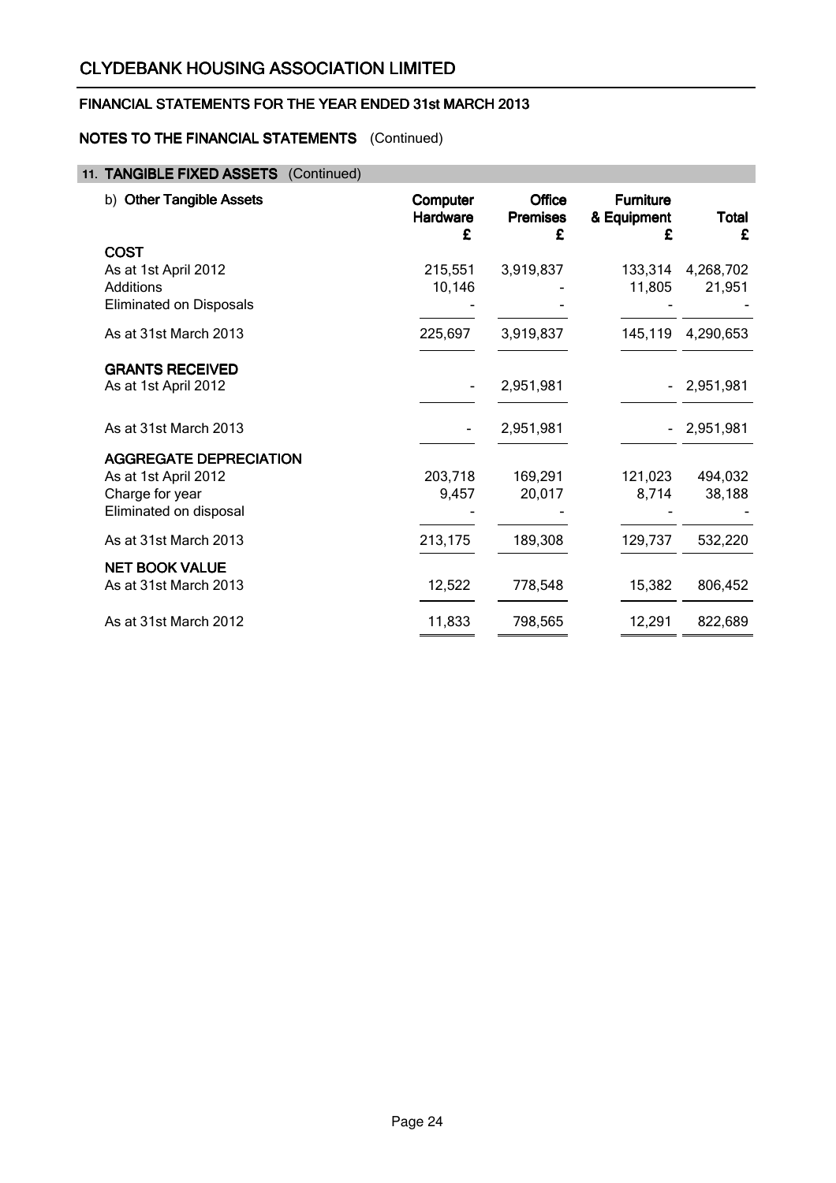# CLYDEBANK HOUSING ASSOCIATION LIMITED

## FINANCIAL STATEMENTS FOR THE YEAR ENDED 31st MARCH 2013

## NOTES TO THE FINANCIAL STATEMENTS (Continued)

### 11. TANGIBLE FIXED ASSETS (Continued)

| b) **Other Tangible Assets** | **Computer Hardware** £ | **Office Premises** £ | **Furniture & Equipment** £ | **Total** £ |
|---|---|---|---|---|
| **COST** | | | | |
| As at 1st April 2012 | 215,551 | 3,919,837 | 133,314 | 4,268,702 |
| Additions | 10,146 | - | 11,805 | 21,951 |
| Eliminated on Disposals | - | - | - | - |
| As at 31st March 2013 | 225,697 | 3,919,837 | 145,119 | 4,290,653 |
| **GRANTS RECEIVED** | | | | |
| As at 1st April 2012 | - | 2,951,981 | - | 2,951,981 |
| As at 31st March 2013 | - | 2,951,981 | - | 2,951,981 |
| **AGGREGATE DEPRECIATION** | | | | |
| As at 1st April 2012 | 203,718 | 169,291 | 121,023 | 494,032 |
| Charge for year | 9,457 | 20,017 | 8,714 | 38,188 |
| Eliminated on disposal | - | - | - | - |
| As at 31st March 2013 | 213,175 | 189,308 | 129,737 | 532,220 |
| **NET BOOK VALUE** | | | | |
| As at 31st March 2013 | 12,522 | 778,548 | 15,382 | 806,452 |
| As at 31st March 2012 | 11,833 | 798,565 | 12,291 | 822,689 |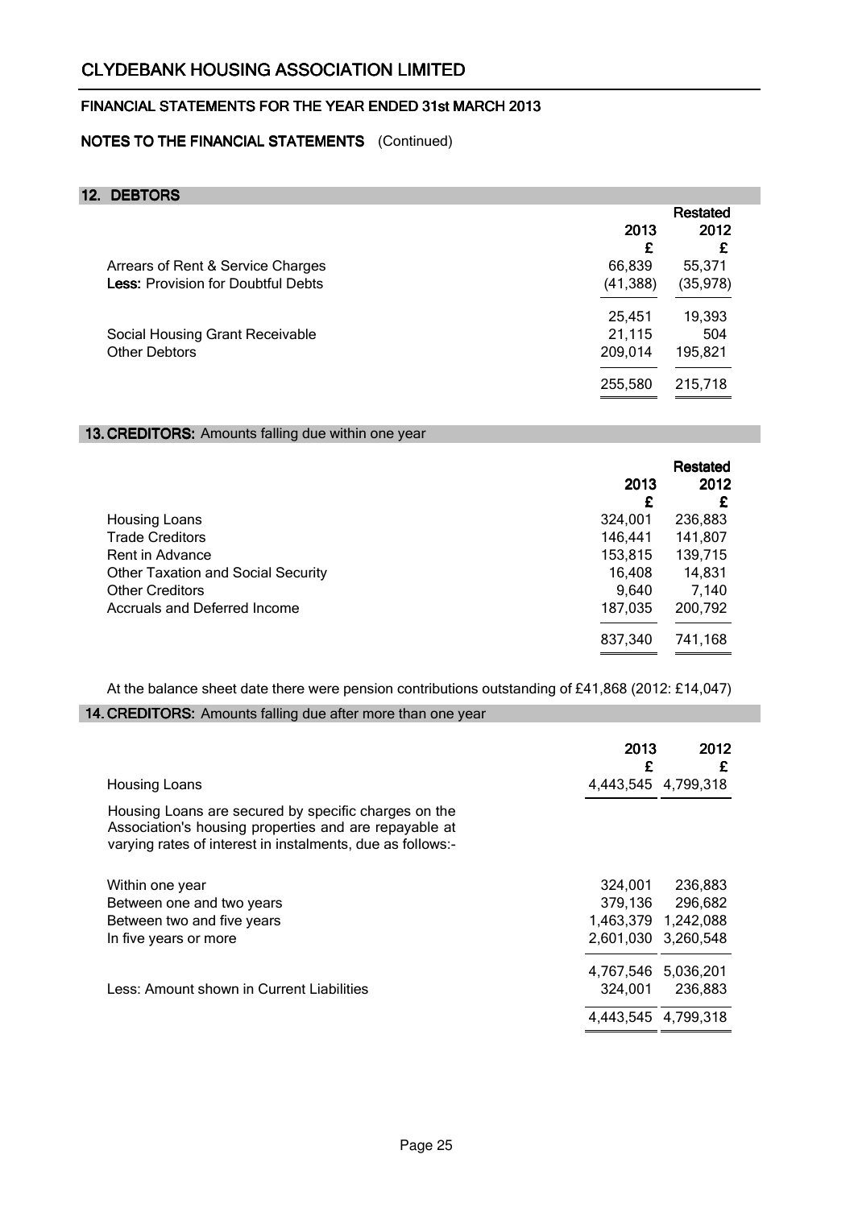# CLYDEBANK HOUSING ASSOCIATION LIMITED

## FINANCIAL STATEMENTS FOR THE YEAR ENDED 31st MARCH 2013

### NOTES TO THE FINANCIAL STATEMENTS (Continued)

### 12. DEBTORS

| | 2013 | Restated 2012 |
|---|---|---|
| | £ | £ |
| Arrears of Rent & Service Charges | 66,839 | 55,371 |
| **Less:** Provision for Doubtful Debts | (41,388) | (35,978) |
| | 25,451 | 19,393 |
| Social Housing Grant Receivable | 21,115 | 504 |
| Other Debtors | 209,014 | 195,821 |
| | 255,580 | 215,718 |

### 13. CREDITORS: Amounts falling due within one year

| | 2013 | Restated 2012 |
|---|---|---|
| | £ | £ |
| Housing Loans | 324,001 | 236,883 |
| Trade Creditors | 146,441 | 141,807 |
| Rent in Advance | 153,815 | 139,715 |
| Other Taxation and Social Security | 16,408 | 14,831 |
| Other Creditors | 9,640 | 7,140 |
| Accruals and Deferred Income | 187,035 | 200,792 |
| | 837,340 | 741,168 |

At the balance sheet date there were pension contributions outstanding of £41,868 (2012: £14,047)

### 14. CREDITORS: Amounts falling due after more than one year

| | 2013 | 2012 |
|---|---|---|
| | £ | £ |
| Housing Loans | 4,443,545 | 4,799,318 |

Housing Loans are secured by specific charges on the Association's housing properties and are repayable at varying rates of interest in instalments, due as follows:-

| | 2013 | 2012 |
|---|---|---|
| Within one year | 324,001 | 236,883 |
| Between one and two years | 379,136 | 296,682 |
| Between two and five years | 1,463,379 | 1,242,088 |
| In five years or more | 2,601,030 | 3,260,548 |
| | 4,767,546 | 5,036,201 |
| Less: Amount shown in Current Liabilities | 324,001 | 236,883 |
| | 4,443,545 | 4,799,318 |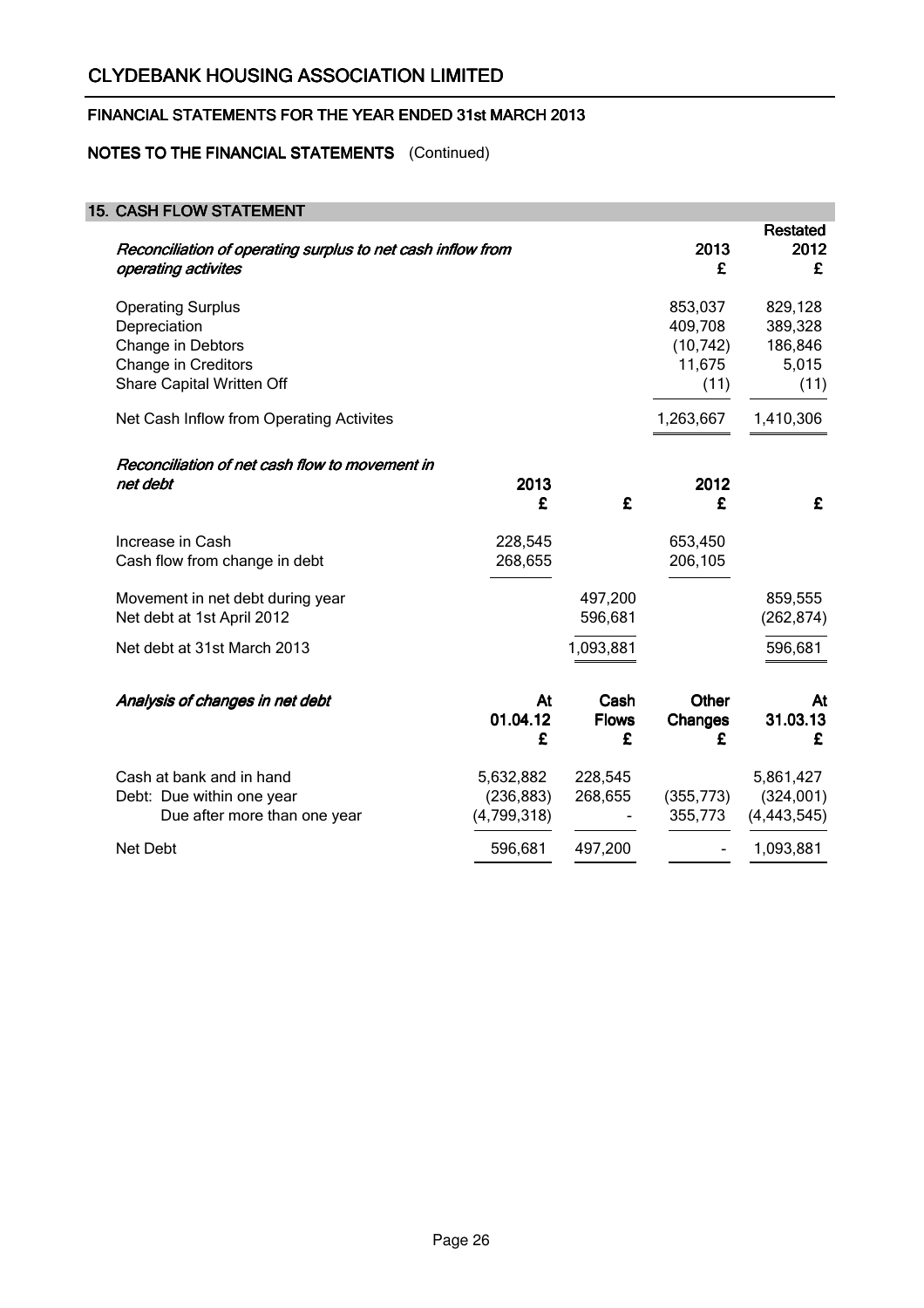# CLYDEBANK HOUSING ASSOCIATION LIMITED

## FINANCIAL STATEMENTS FOR THE YEAR ENDED 31st MARCH 2013

## NOTES TO THE FINANCIAL STATEMENTS (Continued)

### 15. CASH FLOW STATEMENT

| *Reconciliation of operating surplus to net cash inflow from operating activites* | 2013 £ | Restated 2012 £ |
|---|---|---|
| Operating Surplus | 853,037 | 829,128 |
| Depreciation | 409,708 | 389,328 |
| Change in Debtors | (10,742) | 186,846 |
| Change in Creditors | 11,675 | 5,015 |
| Share Capital Written Off | (11) | (11) |
| Net Cash Inflow from Operating Activites | 1,263,667 | 1,410,306 |

| *Reconciliation of net cash flow to movement in net debt* | 2013 £ | £ | 2012 £ | £ |
|---|---|---|---|---|
| Increase in Cash | 228,545 | | 653,450 | |
| Cash flow from change in debt | 268,655 | | 206,105 | |
| Movement in net debt during year | | 497,200 | | 859,555 |
| Net debt at 1st April 2012 | | 596,681 | | (262,874) |
| Net debt at 31st March 2013 | | 1,093,881 | | 596,681 |

| *Analysis of changes in net debt* | At 01.04.12 £ | Cash Flows £ | Other Changes £ | At 31.03.13 £ |
|---|---|---|---|---|
| Cash at bank and in hand | 5,632,882 | 228,545 | | 5,861,427 |
| Debt: Due within one year | (236,883) | 268,655 | (355,773) | (324,001) |
| Due after more than one year | (4,799,318) | - | 355,773 | (4,443,545) |
| Net Debt | 596,681 | 497,200 | - | 1,093,881 |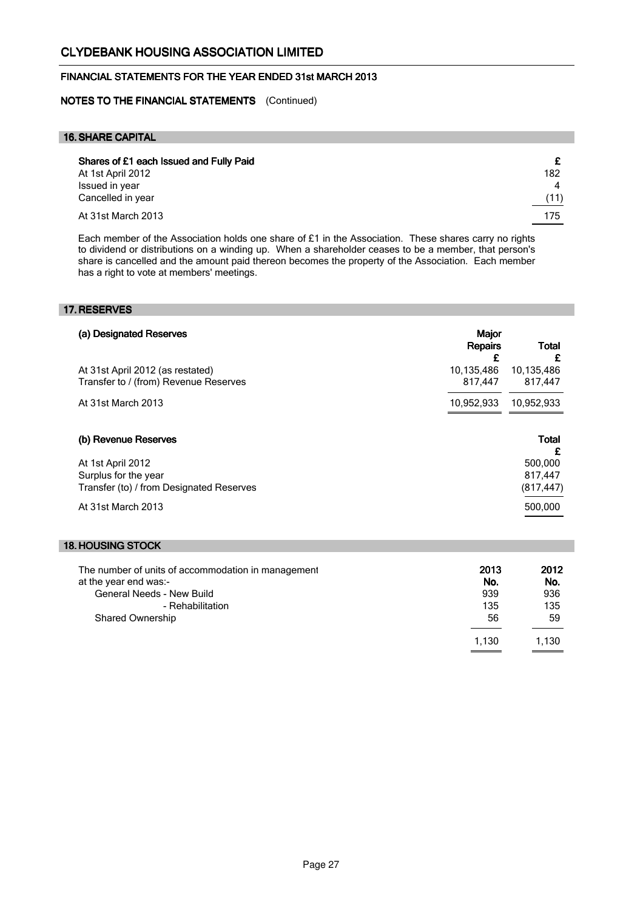## 16. SHARE CAPITAL

| Shares of £1 each Issued and Fully Paid | £ |
|---|---|
| At 1st April 2012 | 182 |
| Issued in year | 4 |
| Cancelled in year | (11) |
| At 31st March 2013 | 175 |

Each member of the Association holds one share of £1 in the Association. These shares carry no rights to dividend or distributions on a winding up. When a shareholder ceases to be a member, that person's share is cancelled and the amount paid thereon becomes the property of the Association. Each member has a right to vote at members' meetings.

## 17. RESERVES

| (a) Designated Reserves | Major Repairs £ | Total £ |
|---|---|---|
| At 31st April 2012 (as restated) | 10,135,486 | 10,135,486 |
| Transfer to / (from) Revenue Reserves | 817,447 | 817,447 |
| At 31st March 2013 | 10,952,933 | 10,952,933 |

| (b) Revenue Reserves | Total £ |
|---|---|
| At 1st April 2012 | 500,000 |
| Surplus for the year | 817,447 |
| Transfer (to) / from Designated Reserves | (817,447) |
| At 31st March 2013 | 500,000 |

## 18. HOUSING STOCK

| The number of units of accommodation in management at the year end was:- | 2013 No. | 2012 No. |
|---|---|---|
| General Needs - New Build | 939 | 936 |
| - Rehabilitation | 135 | 135 |
| Shared Ownership | 56 | 59 |
| | 1,130 | 1,130 |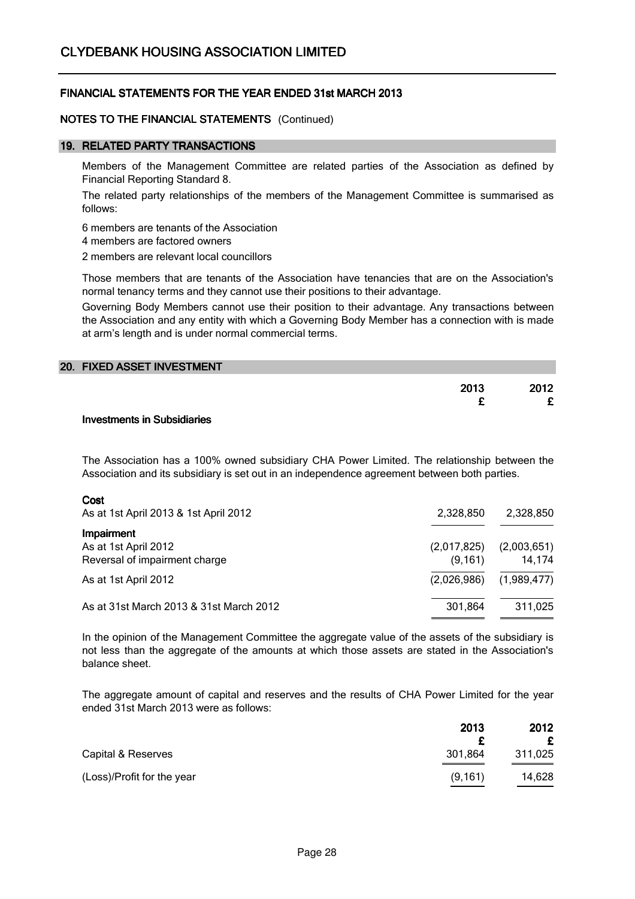## NOTES TO THE FINANCIAL STATEMENTS (Continued)

### 19. RELATED PARTY TRANSACTIONS

Members of the Management Committee are related parties of the Association as defined by Financial Reporting Standard 8.

The related party relationships of the members of the Management Committee is summarised as follows:

6 members are tenants of the Association
4 members are factored owners
2 members are relevant local councillors

Those members that are tenants of the Association have tenancies that are on the Association's normal tenancy terms and they cannot use their positions to their advantage.

Governing Body Members cannot use their position to their advantage. Any transactions between the Association and any entity with which a Governing Body Member has a connection with is made at arm's length and is under normal commercial terms.

### 20. FIXED ASSET INVESTMENT

| | 2013 | 2012 |
|---|---|---|
| | £ | £ |
| **Investments in Subsidiaries** | | |

The Association has a 100% owned subsidiary CHA Power Limited. The relationship between the Association and its subsidiary is set out in an independence agreement between both parties.

| | 2013 | 2012 |
|---|---|---|
| **Cost** | | |
| As at 1st April 2013 & 1st April 2012 | 2,328,850 | 2,328,850 |
| **Impairment** | | |
| As at 1st April 2012 | (2,017,825) | (2,003,651) |
| Reversal of impairment charge | (9,161) | 14,174 |
| As at 1st April 2012 | (2,026,986) | (1,989,477) |
| As at 31st March 2013 & 31st March 2012 | 301,864 | 311,025 |

In the opinion of the Management Committee the aggregate value of the assets of the subsidiary is not less than the aggregate of the amounts at which those assets are stated in the Association's balance sheet.

The aggregate amount of capital and reserves and the results of CHA Power Limited for the year ended 31st March 2013 were as follows:

| | 2013 | 2012 |
|---|---|---|
| | £ | £ |
| Capital & Reserves | 301,864 | 311,025 |
| (Loss)/Profit for the year | (9,161) | 14,628 |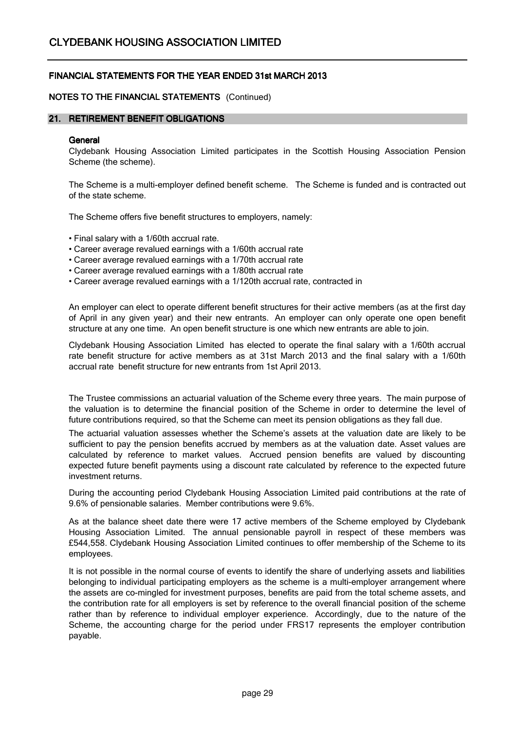## NOTES TO THE FINANCIAL STATEMENTS (Continued)

### 21. RETIREMENT BENEFIT OBLIGATIONS

**General**

Clydebank Housing Association Limited participates in the Scottish Housing Association Pension Scheme (the scheme).

The Scheme is a multi-employer defined benefit scheme. The Scheme is funded and is contracted out of the state scheme.

The Scheme offers five benefit structures to employers, namely:

- Final salary with a 1/60th accrual rate.
- Career average revalued earnings with a 1/60th accrual rate
- Career average revalued earnings with a 1/70th accrual rate
- Career average revalued earnings with a 1/80th accrual rate
- Career average revalued earnings with a 1/120th accrual rate, contracted in

An employer can elect to operate different benefit structures for their active members (as at the first day of April in any given year) and their new entrants. An employer can only operate one open benefit structure at any one time. An open benefit structure is one which new entrants are able to join.

Clydebank Housing Association Limited has elected to operate the final salary with a 1/60th accrual rate benefit structure for active members as at 31st March 2013 and the final salary with a 1/60th accrual rate benefit structure for new entrants from 1st April 2013.

The Trustee commissions an actuarial valuation of the Scheme every three years. The main purpose of the valuation is to determine the financial position of the Scheme in order to determine the level of future contributions required, so that the Scheme can meet its pension obligations as they fall due.

The actuarial valuation assesses whether the Scheme's assets at the valuation date are likely to be sufficient to pay the pension benefits accrued by members as at the valuation date. Asset values are calculated by reference to market values. Accrued pension benefits are valued by discounting expected future benefit payments using a discount rate calculated by reference to the expected future investment returns.

During the accounting period Clydebank Housing Association Limited paid contributions at the rate of 9.6% of pensionable salaries. Member contributions were 9.6%.

As at the balance sheet date there were 17 active members of the Scheme employed by Clydebank Housing Association Limited. The annual pensionable payroll in respect of these members was £544,558. Clydebank Housing Association Limited continues to offer membership of the Scheme to its employees.

It is not possible in the normal course of events to identify the share of underlying assets and liabilities belonging to individual participating employers as the scheme is a multi-employer arrangement where the assets are co-mingled for investment purposes, benefits are paid from the total scheme assets, and the contribution rate for all employers is set by reference to the overall financial position of the scheme rather than by reference to individual employer experience. Accordingly, due to the nature of the Scheme, the accounting charge for the period under FRS17 represents the employer contribution payable.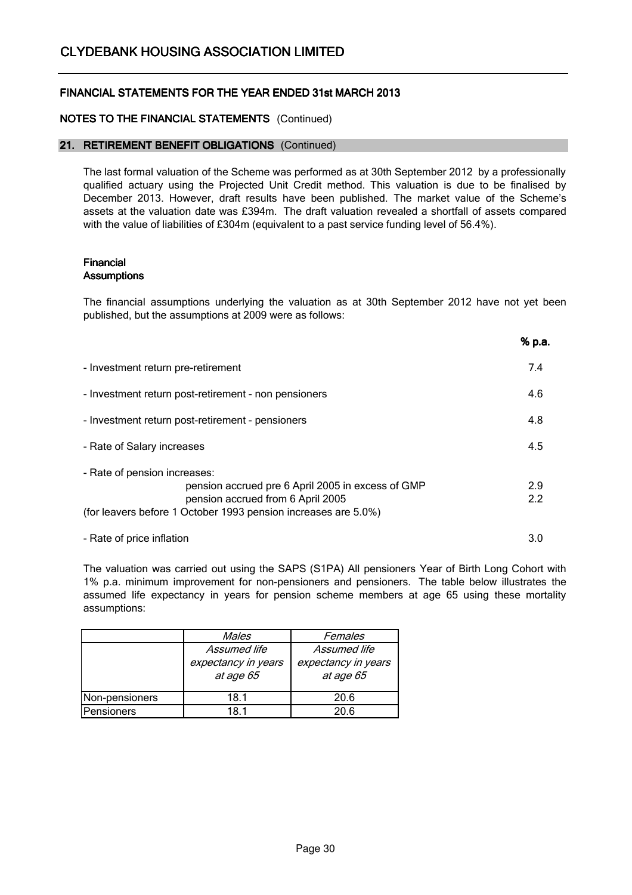# CLYDEBANK HOUSING ASSOCIATION LIMITED

## FINANCIAL STATEMENTS FOR THE YEAR ENDED 31st MARCH 2013

### NOTES TO THE FINANCIAL STATEMENTS (Continued)

### 21. RETIREMENT BENEFIT OBLIGATIONS (Continued)

The last formal valuation of the Scheme was performed as at 30th September 2012 by a professionally qualified actuary using the Projected Unit Credit method. This valuation is due to be finalised by December 2013. However, draft results have been published. The market value of the Scheme's assets at the valuation date was £394m. The draft valuation revealed a shortfall of assets compared with the value of liabilities of £304m (equivalent to a past service funding level of 56.4%).

**Financial Assumptions**

The financial assumptions underlying the valuation as at 30th September 2012 have not yet been published, but the assumptions at 2009 were as follows:

| | % p.a. |
|---|---|
| - Investment return pre-retirement | 7.4 |
| - Investment return post-retirement - non pensioners | 4.6 |
| - Investment return post-retirement - pensioners | 4.8 |
| - Rate of Salary increases | 4.5 |
| - Rate of pension increases: | |
| pension accrued pre 6 April 2005 in excess of GMP | 2.9 |
| pension accrued from 6 April 2005 | 2.2 |
| (for leavers before 1 October 1993 pension increases are 5.0%) | |
| - Rate of price inflation | 3.0 |

The valuation was carried out using the SAPS (S1PA) All pensioners Year of Birth Long Cohort with 1% p.a. minimum improvement for non-pensioners and pensioners. The table below illustrates the assumed life expectancy in years for pension scheme members at age 65 using these mortality assumptions:

| | *Males* | *Females* |
|---|---|---|
| | *Assumed life expectancy in years at age 65* | *Assumed life expectancy in years at age 65* |
| Non-pensioners | 18.1 | 20.6 |
| Pensioners | 18.1 | 20.6 |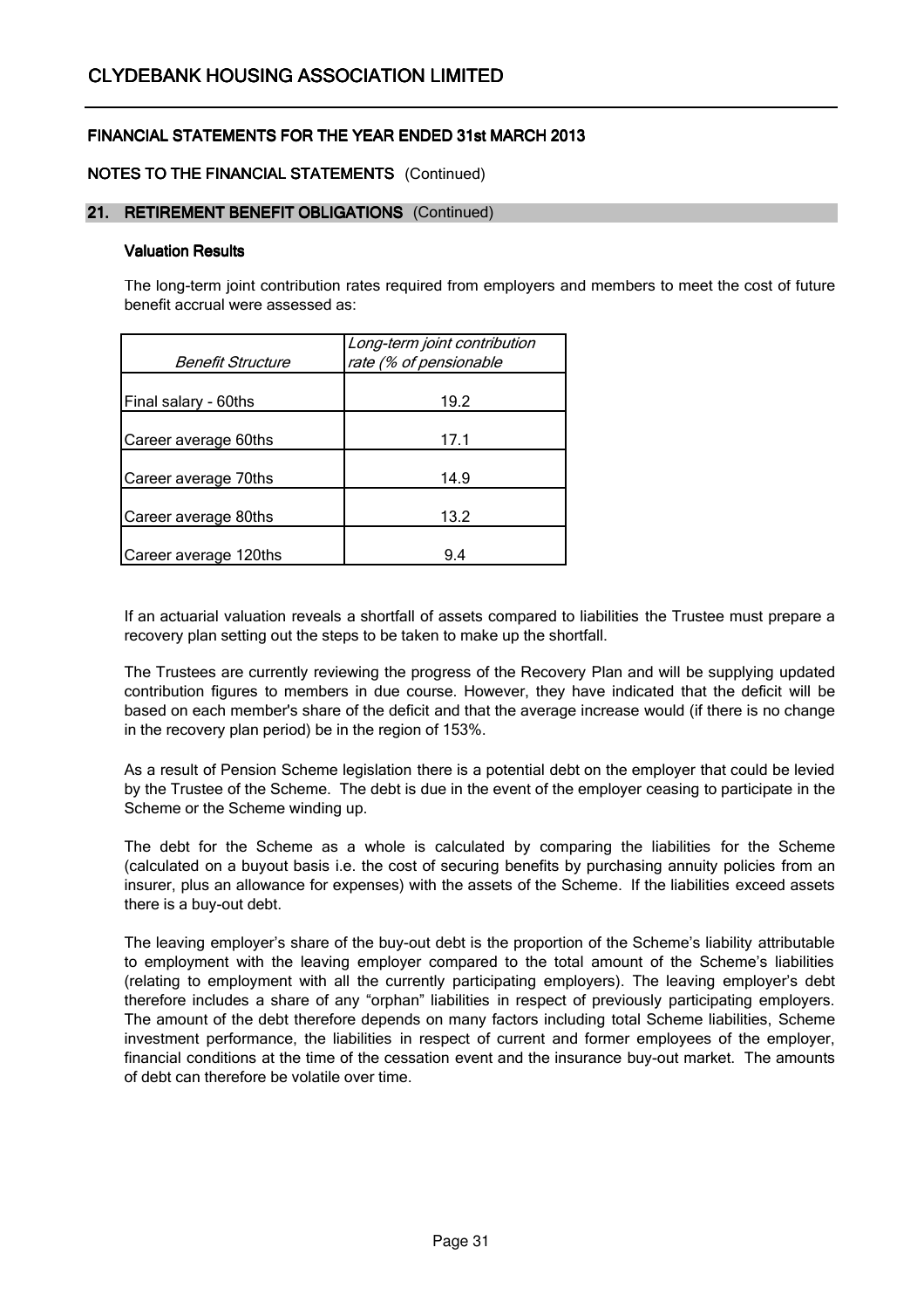# CLYDEBANK HOUSING ASSOCIATION LIMITED

## FINANCIAL STATEMENTS FOR THE YEAR ENDED 31st MARCH 2013

### NOTES TO THE FINANCIAL STATEMENTS (Continued)

### 21. RETIREMENT BENEFIT OBLIGATIONS (Continued)

#### Valuation Results

The long-term joint contribution rates required from employers and members to meet the cost of future benefit accrual were assessed as:

| *Benefit Structure* | *Long-term joint contribution rate (% of pensionable* |
|---|---|
| Final salary - 60ths | 19.2 |
| Career average 60ths | 17.1 |
| Career average 70ths | 14.9 |
| Career average 80ths | 13.2 |
| Career average 120ths | 9.4 |

If an actuarial valuation reveals a shortfall of assets compared to liabilities the Trustee must prepare a recovery plan setting out the steps to be taken to make up the shortfall.

The Trustees are currently reviewing the progress of the Recovery Plan and will be supplying updated contribution figures to members in due course. However, they have indicated that the deficit will be based on each member's share of the deficit and that the average increase would (if there is no change in the recovery plan period) be in the region of 153%.

As a result of Pension Scheme legislation there is a potential debt on the employer that could be levied by the Trustee of the Scheme. The debt is due in the event of the employer ceasing to participate in the Scheme or the Scheme winding up.

The debt for the Scheme as a whole is calculated by comparing the liabilities for the Scheme (calculated on a buyout basis i.e. the cost of securing benefits by purchasing annuity policies from an insurer, plus an allowance for expenses) with the assets of the Scheme. If the liabilities exceed assets there is a buy-out debt.

The leaving employer's share of the buy-out debt is the proportion of the Scheme's liability attributable to employment with the leaving employer compared to the total amount of the Scheme's liabilities (relating to employment with all the currently participating employers). The leaving employer's debt therefore includes a share of any "orphan" liabilities in respect of previously participating employers. The amount of the debt therefore depends on many factors including total Scheme liabilities, Scheme investment performance, the liabilities in respect of current and former employees of the employer, financial conditions at the time of the cessation event and the insurance buy-out market. The amounts of debt can therefore be volatile over time.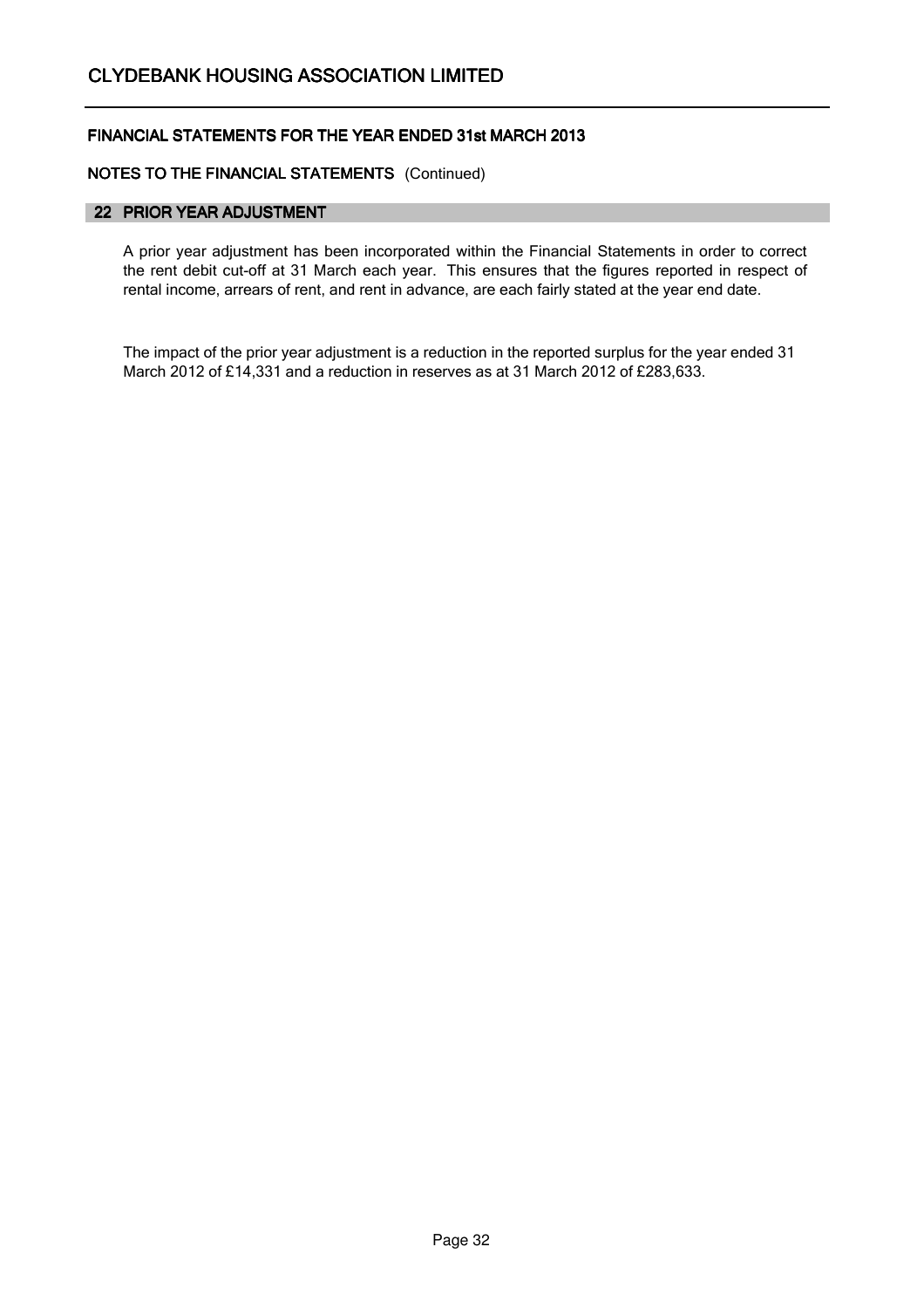## NOTES TO THE FINANCIAL STATEMENTS (Continued)

### 22 PRIOR YEAR ADJUSTMENT

A prior year adjustment has been incorporated within the Financial Statements in order to correct the rent debit cut-off at 31 March each year. This ensures that the figures reported in respect of rental income, arrears of rent, and rent in advance, are each fairly stated at the year end date.

The impact of the prior year adjustment is a reduction in the reported surplus for the year ended 31 March 2012 of £14,331 and a reduction in reserves as at 31 March 2012 of £283,633.